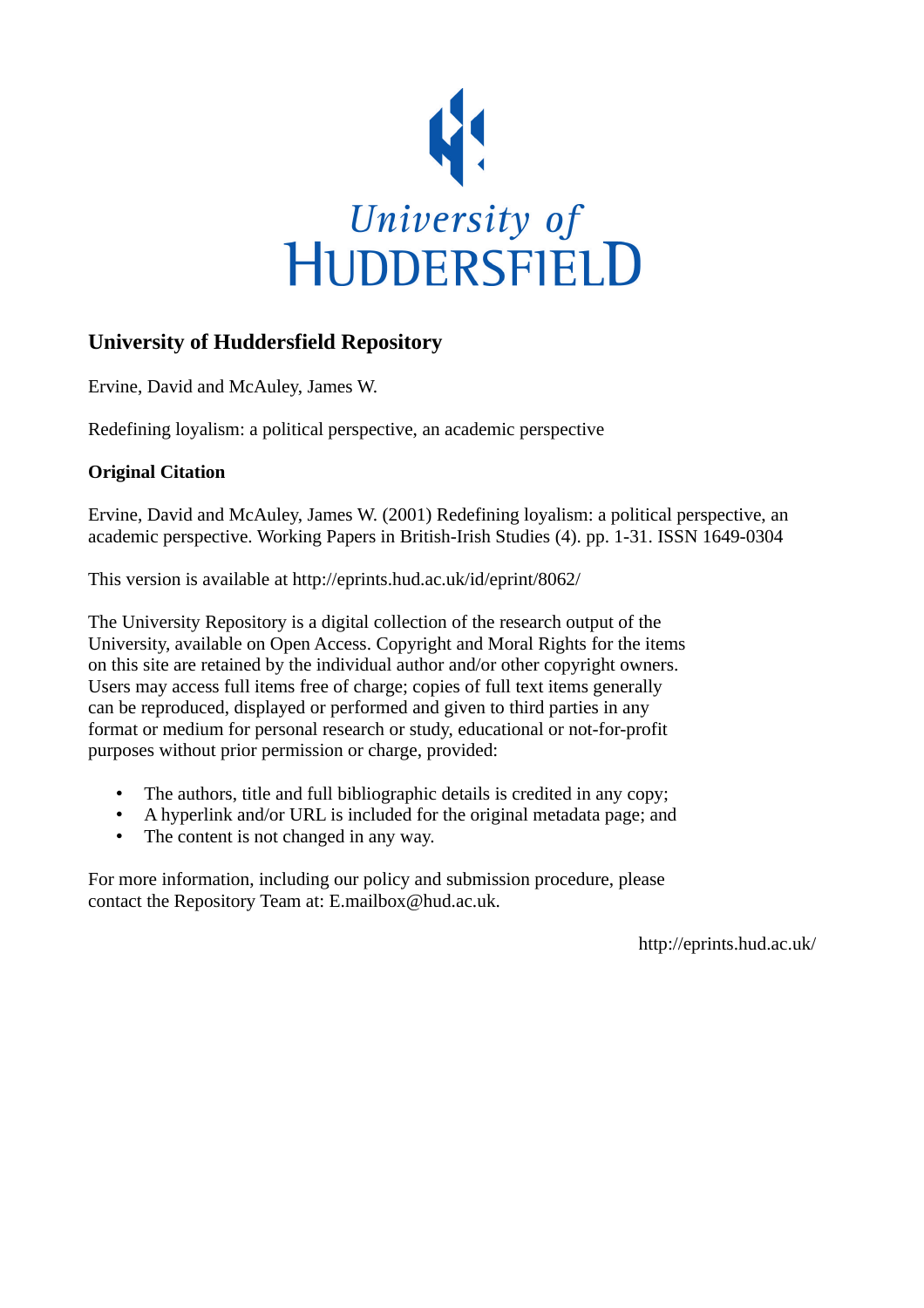University of HUDDERSFIELD

# University of Huddersfield Repository

Ervine, David and McAuley, James W.

Redefining loyalism: a political perspective, an academic perspective

### Original Citation

Ervine, David and McAuley, James W. (2001) Redefining loyalism: a political perspective, an academic perspective. Working Papers in British-Irish Studies (4). pp. 1-31. ISSN 1649-0304

This version is available at http://eprints.hud.ac.uk/id/eprint/8062/

The University Repository is a digital collection of the research output of the University, available on Open Access. Copyright and Moral Rights for the items on this site are retained by the individual author and/or other copyright owners. Users may access full items free of charge; copies of full text items generally can be reproduced, displayed or performed and given to third parties in any format or medium for personal research or study, educational or not-for-profit purposes without prior permission or charge, provided:

- The authors, title and full bibliographic details is credited in any copy;
- A hyperlink and/or URL is included for the original metadata page; and
- The content is not changed in any way.

For more information, including our policy and submission procedure, please contact the Repository Team at: E.mailbox@hud.ac.uk.

http://eprints.hud.ac.uk/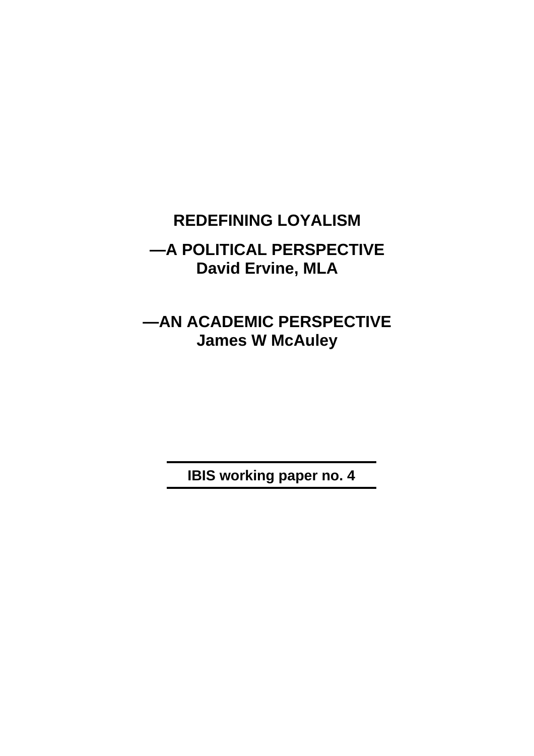# REDEFINING LOYALISM

## —A POLITICAL PERSPECTIVE
**David Ervine, MLA**

## —AN ACADEMIC PERSPECTIVE
**James W McAuley**

---

**IBIS working paper no. 4**

---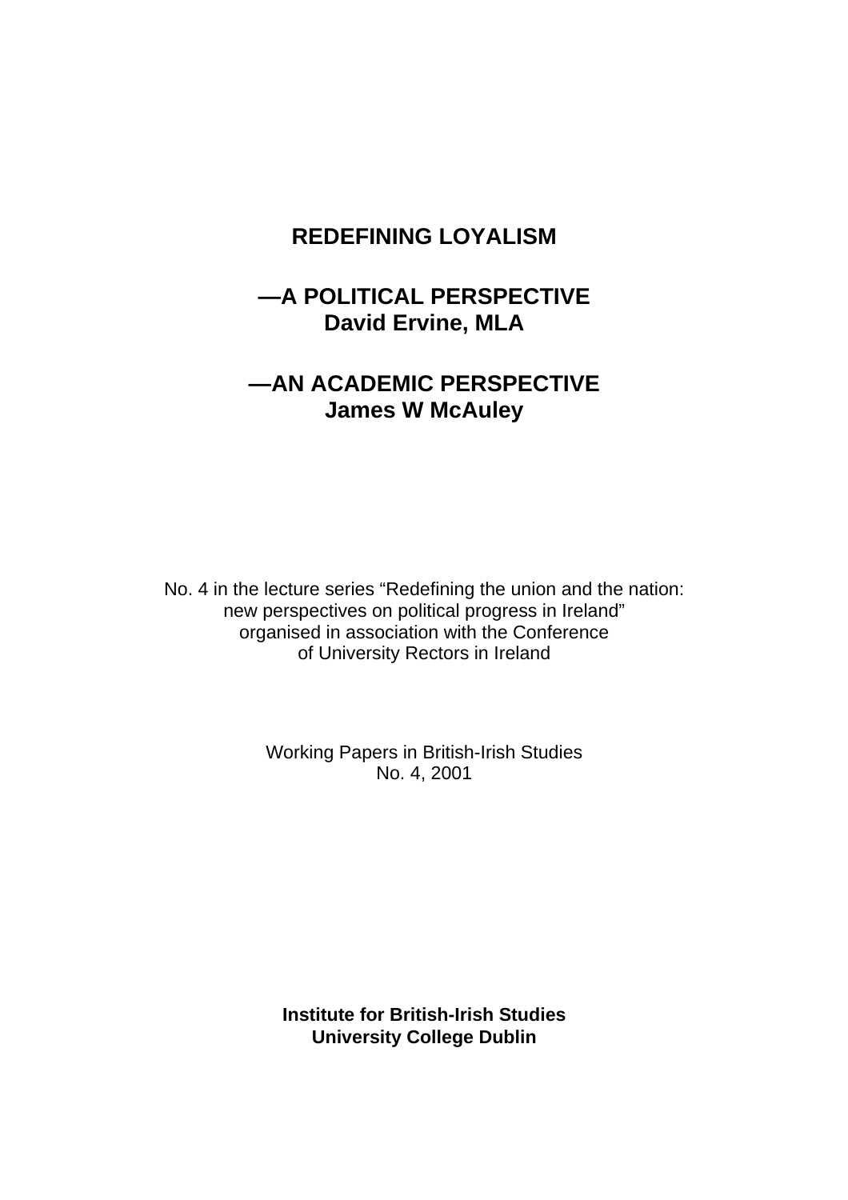# REDEFINING LOYALISM

## —A POLITICAL PERSPECTIVE

**David Ervine, MLA**

## —AN ACADEMIC PERSPECTIVE

**James W McAuley**

No. 4 in the lecture series "Redefining the union and the nation: new perspectives on political progress in Ireland" organised in association with the Conference of University Rectors in Ireland

Working Papers in British-Irish Studies
No. 4, 2001

**Institute for British-Irish Studies**
**University College Dublin**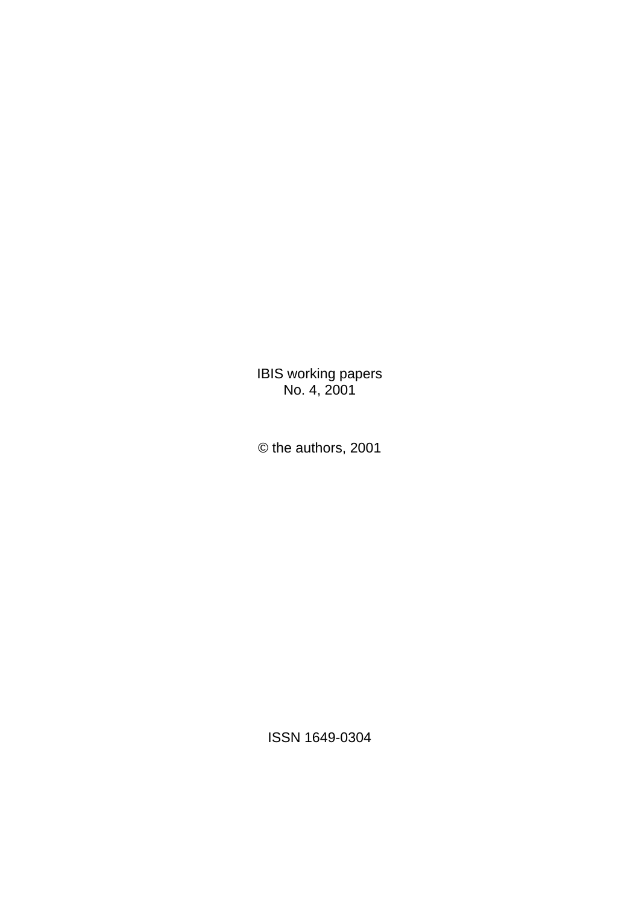IBIS working papers
No. 4, 2001

© the authors, 2001

ISSN 1649-0304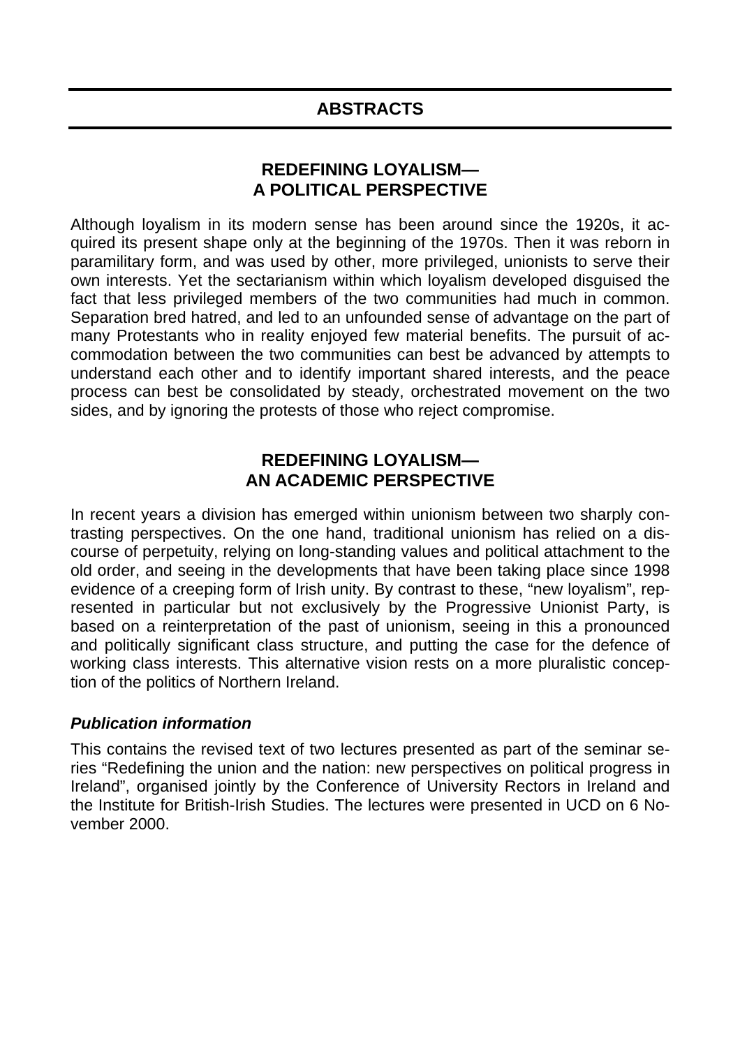## ABSTRACTS

### REDEFINING LOYALISM— A POLITICAL PERSPECTIVE

Although loyalism in its modern sense has been around since the 1920s, it acquired its present shape only at the beginning of the 1970s. Then it was reborn in paramilitary form, and was used by other, more privileged, unionists to serve their own interests. Yet the sectarianism within which loyalism developed disguised the fact that less privileged members of the two communities had much in common. Separation bred hatred, and led to an unfounded sense of advantage on the part of many Protestants who in reality enjoyed few material benefits. The pursuit of accommodation between the two communities can best be advanced by attempts to understand each other and to identify important shared interests, and the peace process can best be consolidated by steady, orchestrated movement on the two sides, and by ignoring the protests of those who reject compromise.

### REDEFINING LOYALISM— AN ACADEMIC PERSPECTIVE

In recent years a division has emerged within unionism between two sharply contrasting perspectives. On the one hand, traditional unionism has relied on a discourse of perpetuity, relying on long-standing values and political attachment to the old order, and seeing in the developments that have been taking place since 1998 evidence of a creeping form of Irish unity. By contrast to these, "new loyalism", represented in particular but not exclusively by the Progressive Unionist Party, is based on a reinterpretation of the past of unionism, seeing in this a pronounced and politically significant class structure, and putting the case for the defence of working class interests. This alternative vision rests on a more pluralistic conception of the politics of Northern Ireland.

#### *Publication information*

This contains the revised text of two lectures presented as part of the seminar series "Redefining the union and the nation: new perspectives on political progress in Ireland", organised jointly by the Conference of University Rectors in Ireland and the Institute for British-Irish Studies. The lectures were presented in UCD on 6 November 2000.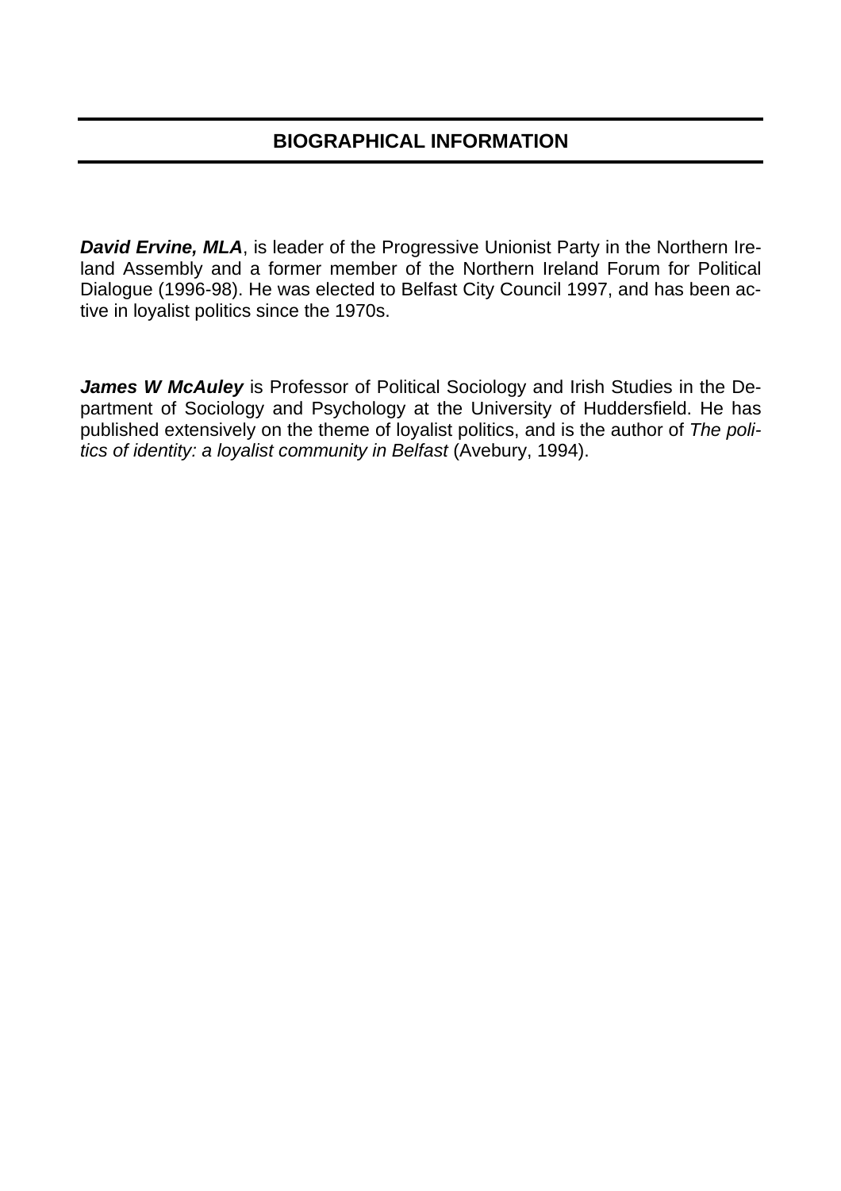## BIOGRAPHICAL INFORMATION

***David Ervine, MLA***, is leader of the Progressive Unionist Party in the Northern Ireland Assembly and a former member of the Northern Ireland Forum for Political Dialogue (1996-98). He was elected to Belfast City Council 1997, and has been active in loyalist politics since the 1970s.

***James W McAuley*** is Professor of Political Sociology and Irish Studies in the Department of Sociology and Psychology at the University of Huddersfield. He has published extensively on the theme of loyalist politics, and is the author of *The politics of identity: a loyalist community in Belfast* (Avebury, 1994).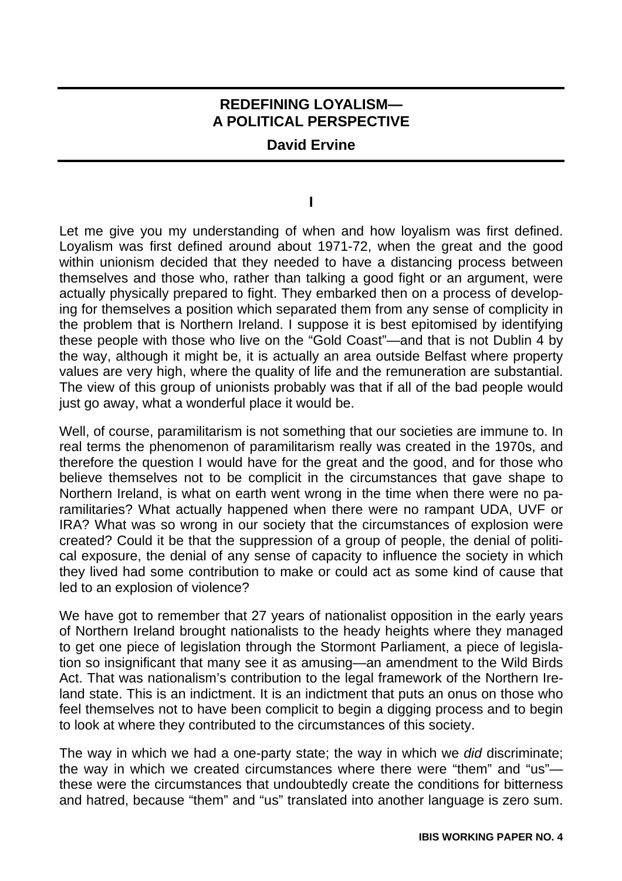# REDEFINING LOYALISM—
# A POLITICAL PERSPECTIVE

**David Ervine**

## I

Let me give you my understanding of when and how loyalism was first defined. Loyalism was first defined around about 1971-72, when the great and the good within unionism decided that they needed to have a distancing process between themselves and those who, rather than talking a good fight or an argument, were actually physically prepared to fight. They embarked then on a process of developing for themselves a position which separated them from any sense of complicity in the problem that is Northern Ireland. I suppose it is best epitomised by identifying these people with those who live on the "Gold Coast"—and that is not Dublin 4 by the way, although it might be, it is actually an area outside Belfast where property values are very high, where the quality of life and the remuneration are substantial. The view of this group of unionists probably was that if all of the bad people would just go away, what a wonderful place it would be.

Well, of course, paramilitarism is not something that our societies are immune to. In real terms the phenomenon of paramilitarism really was created in the 1970s, and therefore the question I would have for the great and the good, and for those who believe themselves not to be complicit in the circumstances that gave shape to Northern Ireland, is what on earth went wrong in the time when there were no paramilitaries? What actually happened when there were no rampant UDA, UVF or IRA? What was so wrong in our society that the circumstances of explosion were created? Could it be that the suppression of a group of people, the denial of political exposure, the denial of any sense of capacity to influence the society in which they lived had some contribution to make or could act as some kind of cause that led to an explosion of violence?

We have got to remember that 27 years of nationalist opposition in the early years of Northern Ireland brought nationalists to the heady heights where they managed to get one piece of legislation through the Stormont Parliament, a piece of legislation so insignificant that many see it as amusing—an amendment to the Wild Birds Act. That was nationalism's contribution to the legal framework of the Northern Ireland state. This is an indictment. It is an indictment that puts an onus on those who feel themselves not to have been complicit to begin a digging process and to begin to look at where they contributed to the circumstances of this society.

The way in which we had a one-party state; the way in which we *did* discriminate; the way in which we created circumstances where there were "them" and "us"—these were the circumstances that undoubtedly create the conditions for bitterness and hatred, because "them" and "us" translated into another language is zero sum.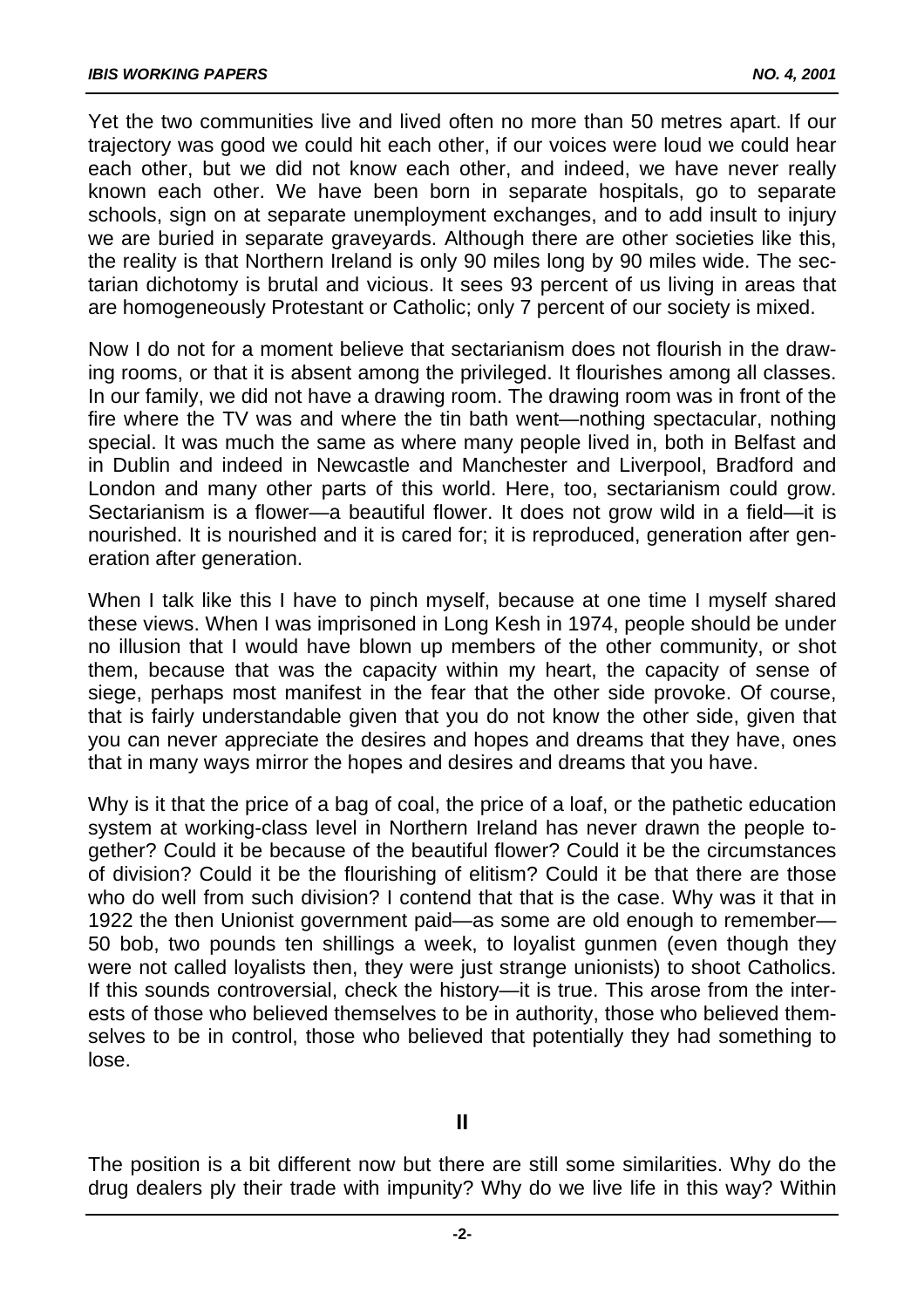Yet the two communities live and lived often no more than 50 metres apart. If our trajectory was good we could hit each other, if our voices were loud we could hear each other, but we did not know each other, and indeed, we have never really known each other. We have been born in separate hospitals, go to separate schools, sign on at separate unemployment exchanges, and to add insult to injury we are buried in separate graveyards. Although there are other societies like this, the reality is that Northern Ireland is only 90 miles long by 90 miles wide. The sectarian dichotomy is brutal and vicious. It sees 93 percent of us living in areas that are homogeneously Protestant or Catholic; only 7 percent of our society is mixed.

Now I do not for a moment believe that sectarianism does not flourish in the drawing rooms, or that it is absent among the privileged. It flourishes among all classes. In our family, we did not have a drawing room. The drawing room was in front of the fire where the TV was and where the tin bath went—nothing spectacular, nothing special. It was much the same as where many people lived in, both in Belfast and in Dublin and indeed in Newcastle and Manchester and Liverpool, Bradford and London and many other parts of this world. Here, too, sectarianism could grow. Sectarianism is a flower—a beautiful flower. It does not grow wild in a field—it is nourished. It is nourished and it is cared for; it is reproduced, generation after generation after generation.

When I talk like this I have to pinch myself, because at one time I myself shared these views. When I was imprisoned in Long Kesh in 1974, people should be under no illusion that I would have blown up members of the other community, or shot them, because that was the capacity within my heart, the capacity of sense of siege, perhaps most manifest in the fear that the other side provoke. Of course, that is fairly understandable given that you do not know the other side, given that you can never appreciate the desires and hopes and dreams that they have, ones that in many ways mirror the hopes and desires and dreams that you have.

Why is it that the price of a bag of coal, the price of a loaf, or the pathetic education system at working-class level in Northern Ireland has never drawn the people together? Could it be because of the beautiful flower? Could it be the circumstances of division? Could it be the flourishing of elitism? Could it be that there are those who do well from such division? I contend that that is the case. Why was it that in 1922 the then Unionist government paid—as some are old enough to remember—50 bob, two pounds ten shillings a week, to loyalist gunmen (even though they were not called loyalists then, they were just strange unionists) to shoot Catholics. If this sounds controversial, check the history—it is true. This arose from the interests of those who believed themselves to be in authority, those who believed themselves to be in control, those who believed that potentially they had something to lose.

## II

The position is a bit different now but there are still some similarities. Why do the drug dealers ply their trade with impunity? Why do we live life in this way? Within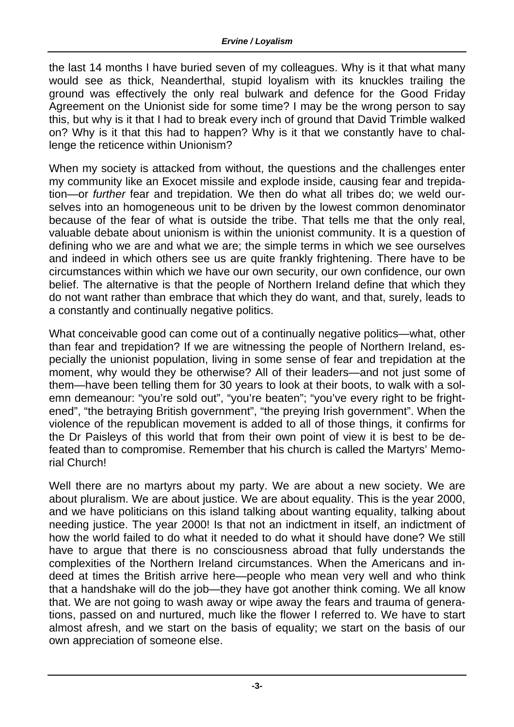the last 14 months I have buried seven of my colleagues. Why is it that what many would see as thick, Neanderthal, stupid loyalism with its knuckles trailing the ground was effectively the only real bulwark and defence for the Good Friday Agreement on the Unionist side for some time? I may be the wrong person to say this, but why is it that I had to break every inch of ground that David Trimble walked on? Why is it that this had to happen? Why is it that we constantly have to challenge the reticence within Unionism?

When my society is attacked from without, the questions and the challenges enter my community like an Exocet missile and explode inside, causing fear and trepidation—or *further* fear and trepidation. We then do what all tribes do; we weld ourselves into an homogeneous unit to be driven by the lowest common denominator because of the fear of what is outside the tribe. That tells me that the only real, valuable debate about unionism is within the unionist community. It is a question of defining who we are and what we are; the simple terms in which we see ourselves and indeed in which others see us are quite frankly frightening. There have to be circumstances within which we have our own security, our own confidence, our own belief. The alternative is that the people of Northern Ireland define that which they do not want rather than embrace that which they do want, and that, surely, leads to a constantly and continually negative politics.

What conceivable good can come out of a continually negative politics—what, other than fear and trepidation? If we are witnessing the people of Northern Ireland, especially the unionist population, living in some sense of fear and trepidation at the moment, why would they be otherwise? All of their leaders—and not just some of them—have been telling them for 30 years to look at their boots, to walk with a solemn demeanour: "you're sold out", "you're beaten"; "you've every right to be frightened", "the betraying British government", "the preying Irish government". When the violence of the republican movement is added to all of those things, it confirms for the Dr Paisleys of this world that from their own point of view it is best to be defeated than to compromise. Remember that his church is called the Martyrs' Memorial Church!

Well there are no martyrs about my party. We are about a new society. We are about pluralism. We are about justice. We are about equality. This is the year 2000, and we have politicians on this island talking about wanting equality, talking about needing justice. The year 2000! Is that not an indictment in itself, an indictment of how the world failed to do what it needed to do what it should have done? We still have to argue that there is no consciousness abroad that fully understands the complexities of the Northern Ireland circumstances. When the Americans and indeed at times the British arrive here—people who mean very well and who think that a handshake will do the job—they have got another think coming. We all know that. We are not going to wash away or wipe away the fears and trauma of generations, passed on and nurtured, much like the flower I referred to. We have to start almost afresh, and we start on the basis of equality; we start on the basis of our own appreciation of someone else.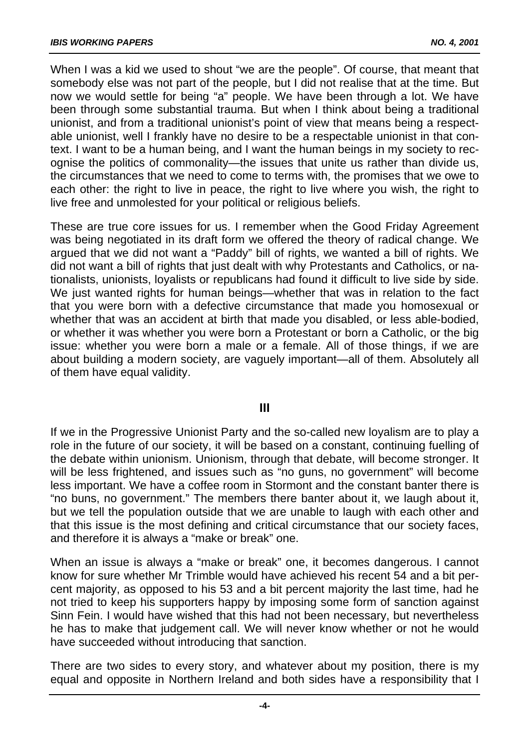When I was a kid we used to shout "we are the people". Of course, that meant that somebody else was not part of the people, but I did not realise that at the time. But now we would settle for being "a" people. We have been through a lot. We have been through some substantial trauma. But when I think about being a traditional unionist, and from a traditional unionist's point of view that means being a respectable unionist, well I frankly have no desire to be a respectable unionist in that context. I want to be a human being, and I want the human beings in my society to recognise the politics of commonality—the issues that unite us rather than divide us, the circumstances that we need to come to terms with, the promises that we owe to each other: the right to live in peace, the right to live where you wish, the right to live free and unmolested for your political or religious beliefs.

These are true core issues for us. I remember when the Good Friday Agreement was being negotiated in its draft form we offered the theory of radical change. We argued that we did not want a "Paddy" bill of rights, we wanted a bill of rights. We did not want a bill of rights that just dealt with why Protestants and Catholics, or nationalists, unionists, loyalists or republicans had found it difficult to live side by side. We just wanted rights for human beings—whether that was in relation to the fact that you were born with a defective circumstance that made you homosexual or whether that was an accident at birth that made you disabled, or less able-bodied, or whether it was whether you were born a Protestant or born a Catholic, or the big issue: whether you were born a male or a female. All of those things, if we are about building a modern society, are vaguely important—all of them. Absolutely all of them have equal validity.

## III

If we in the Progressive Unionist Party and the so-called new loyalism are to play a role in the future of our society, it will be based on a constant, continuing fuelling of the debate within unionism. Unionism, through that debate, will become stronger. It will be less frightened, and issues such as "no guns, no government" will become less important. We have a coffee room in Stormont and the constant banter there is "no buns, no government." The members there banter about it, we laugh about it, but we tell the population outside that we are unable to laugh with each other and that this issue is the most defining and critical circumstance that our society faces, and therefore it is always a "make or break" one.

When an issue is always a "make or break" one, it becomes dangerous. I cannot know for sure whether Mr Trimble would have achieved his recent 54 and a bit percent majority, as opposed to his 53 and a bit percent majority the last time, had he not tried to keep his supporters happy by imposing some form of sanction against Sinn Fein. I would have wished that this had not been necessary, but nevertheless he has to make that judgement call. We will never know whether or not he would have succeeded without introducing that sanction.

There are two sides to every story, and whatever about my position, there is my equal and opposite in Northern Ireland and both sides have a responsibility that I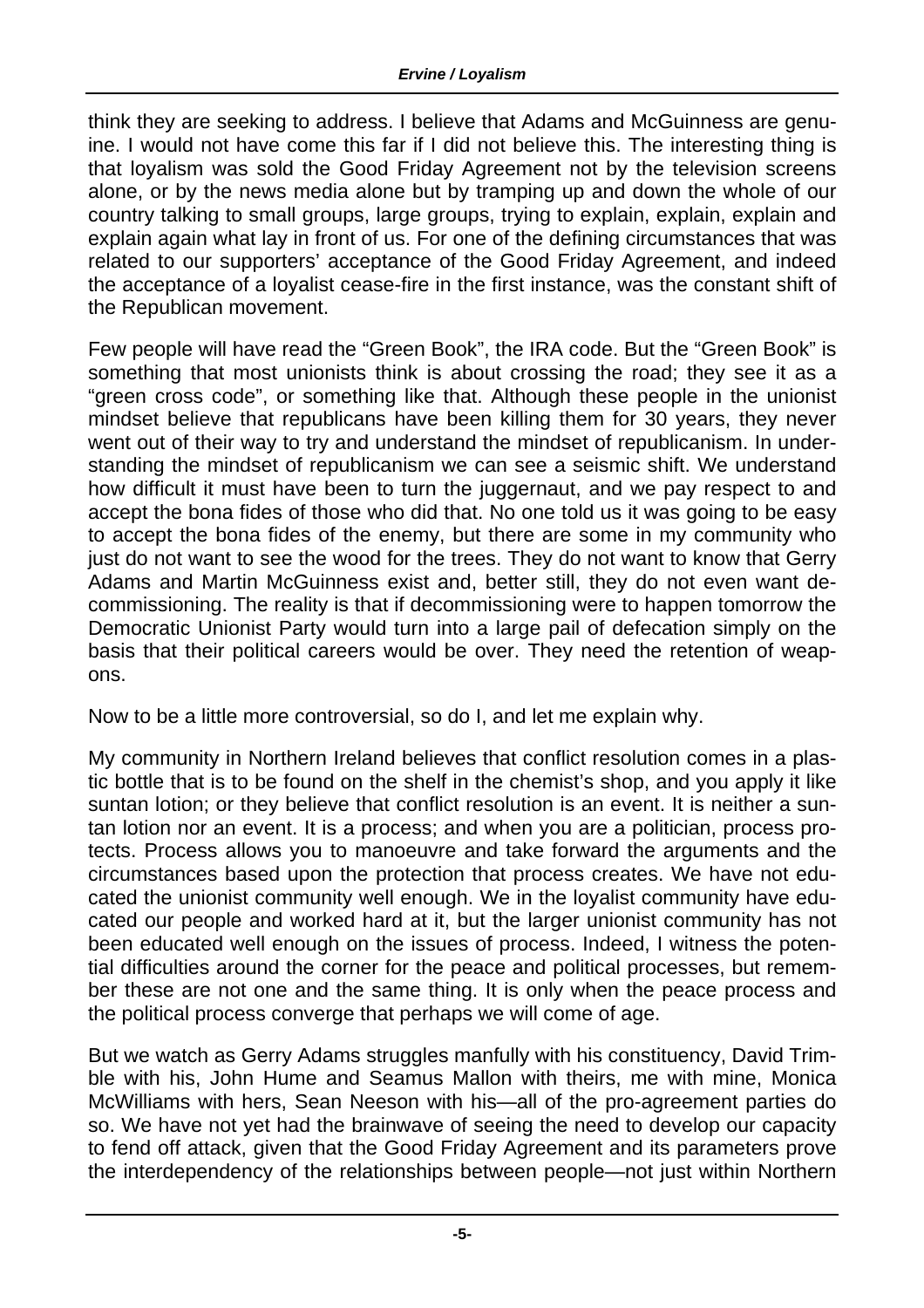think they are seeking to address. I believe that Adams and McGuinness are genuine. I would not have come this far if I did not believe this. The interesting thing is that loyalism was sold the Good Friday Agreement not by the television screens alone, or by the news media alone but by tramping up and down the whole of our country talking to small groups, large groups, trying to explain, explain, explain and explain again what lay in front of us. For one of the defining circumstances that was related to our supporters' acceptance of the Good Friday Agreement, and indeed the acceptance of a loyalist cease-fire in the first instance, was the constant shift of the Republican movement.

Few people will have read the "Green Book", the IRA code. But the "Green Book" is something that most unionists think is about crossing the road; they see it as a "green cross code", or something like that. Although these people in the unionist mindset believe that republicans have been killing them for 30 years, they never went out of their way to try and understand the mindset of republicanism. In understanding the mindset of republicanism we can see a seismic shift. We understand how difficult it must have been to turn the juggernaut, and we pay respect to and accept the bona fides of those who did that. No one told us it was going to be easy to accept the bona fides of the enemy, but there are some in my community who just do not want to see the wood for the trees. They do not want to know that Gerry Adams and Martin McGuinness exist and, better still, they do not even want decommissioning. The reality is that if decommissioning were to happen tomorrow the Democratic Unionist Party would turn into a large pail of defecation simply on the basis that their political careers would be over. They need the retention of weapons.

Now to be a little more controversial, so do I, and let me explain why.

My community in Northern Ireland believes that conflict resolution comes in a plastic bottle that is to be found on the shelf in the chemist's shop, and you apply it like suntan lotion; or they believe that conflict resolution is an event. It is neither a suntan lotion nor an event. It is a process; and when you are a politician, process protects. Process allows you to manoeuvre and take forward the arguments and the circumstances based upon the protection that process creates. We have not educated the unionist community well enough. We in the loyalist community have educated our people and worked hard at it, but the larger unionist community has not been educated well enough on the issues of process. Indeed, I witness the potential difficulties around the corner for the peace and political processes, but remember these are not one and the same thing. It is only when the peace process and the political process converge that perhaps we will come of age.

But we watch as Gerry Adams struggles manfully with his constituency, David Trimble with his, John Hume and Seamus Mallon with theirs, me with mine, Monica McWilliams with hers, Sean Neeson with his—all of the pro-agreement parties do so. We have not yet had the brainwave of seeing the need to develop our capacity to fend off attack, given that the Good Friday Agreement and its parameters prove the interdependency of the relationships between people—not just within Northern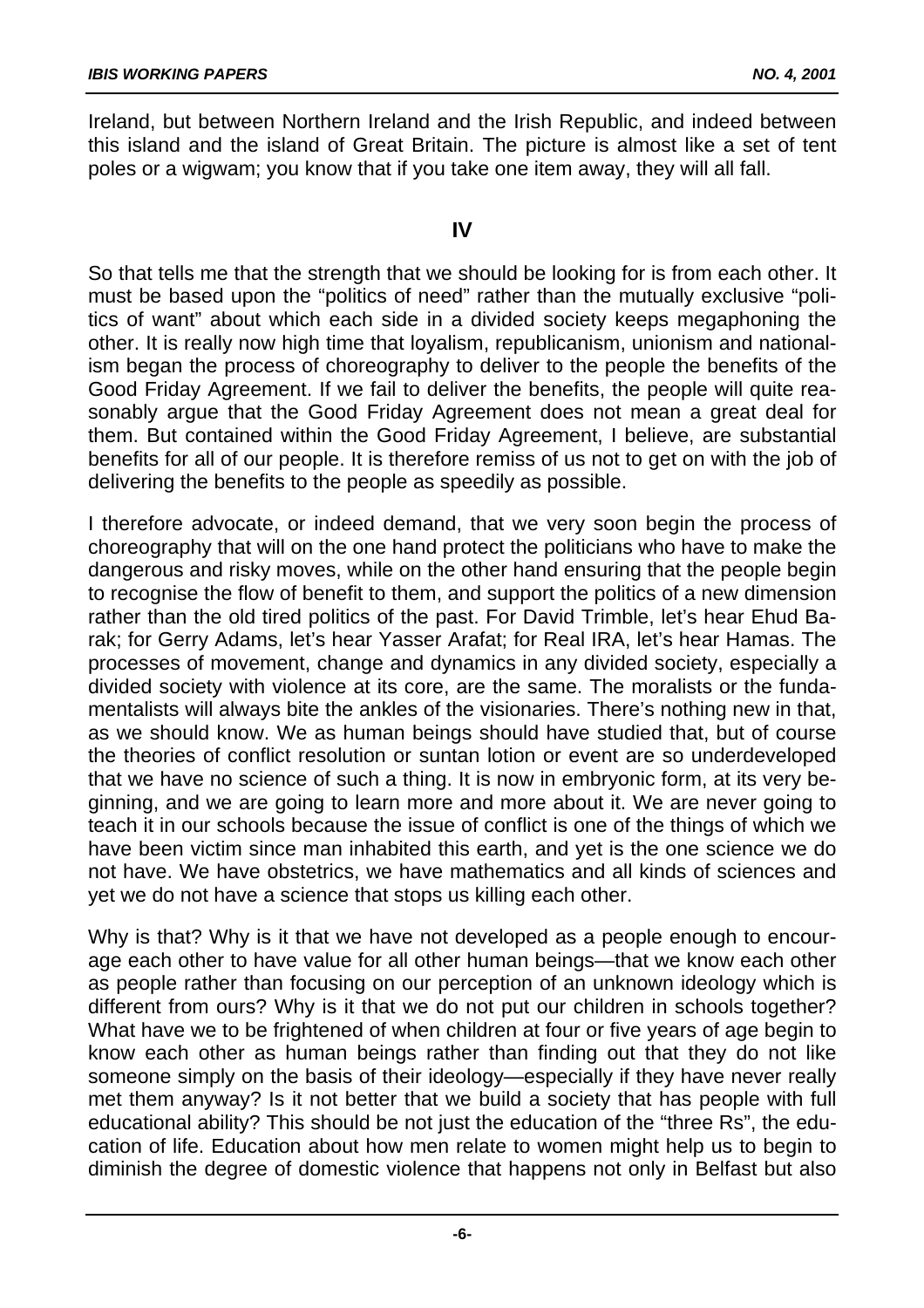Ireland, but between Northern Ireland and the Irish Republic, and indeed between this island and the island of Great Britain. The picture is almost like a set of tent poles or a wigwam; you know that if you take one item away, they will all fall.

## IV

So that tells me that the strength that we should be looking for is from each other. It must be based upon the "politics of need" rather than the mutually exclusive "politics of want" about which each side in a divided society keeps megaphoning the other. It is really now high time that loyalism, republicanism, unionism and nationalism began the process of choreography to deliver to the people the benefits of the Good Friday Agreement. If we fail to deliver the benefits, the people will quite reasonably argue that the Good Friday Agreement does not mean a great deal for them. But contained within the Good Friday Agreement, I believe, are substantial benefits for all of our people. It is therefore remiss of us not to get on with the job of delivering the benefits to the people as speedily as possible.

I therefore advocate, or indeed demand, that we very soon begin the process of choreography that will on the one hand protect the politicians who have to make the dangerous and risky moves, while on the other hand ensuring that the people begin to recognise the flow of benefit to them, and support the politics of a new dimension rather than the old tired politics of the past. For David Trimble, let's hear Ehud Barak; for Gerry Adams, let's hear Yasser Arafat; for Real IRA, let's hear Hamas. The processes of movement, change and dynamics in any divided society, especially a divided society with violence at its core, are the same. The moralists or the fundamentalists will always bite the ankles of the visionaries. There's nothing new in that, as we should know. We as human beings should have studied that, but of course the theories of conflict resolution or suntan lotion or event are so underdeveloped that we have no science of such a thing. It is now in embryonic form, at its very beginning, and we are going to learn more and more about it. We are never going to teach it in our schools because the issue of conflict is one of the things of which we have been victim since man inhabited this earth, and yet is the one science we do not have. We have obstetrics, we have mathematics and all kinds of sciences and yet we do not have a science that stops us killing each other.

Why is that? Why is it that we have not developed as a people enough to encourage each other to have value for all other human beings—that we know each other as people rather than focusing on our perception of an unknown ideology which is different from ours? Why is it that we do not put our children in schools together? What have we to be frightened of when children at four or five years of age begin to know each other as human beings rather than finding out that they do not like someone simply on the basis of their ideology—especially if they have never really met them anyway? Is it not better that we build a society that has people with full educational ability? This should be not just the education of the "three Rs", the education of life. Education about how men relate to women might help us to begin to diminish the degree of domestic violence that happens not only in Belfast but also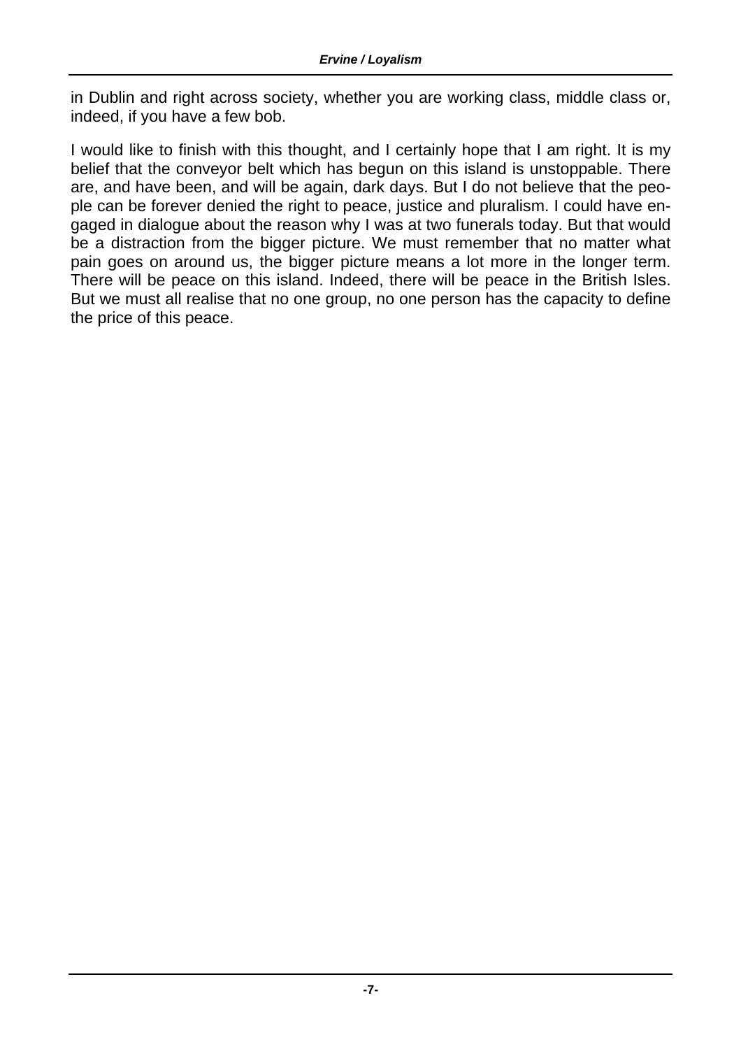in Dublin and right across society, whether you are working class, middle class or, indeed, if you have a few bob.

I would like to finish with this thought, and I certainly hope that I am right. It is my belief that the conveyor belt which has begun on this island is unstoppable. There are, and have been, and will be again, dark days. But I do not believe that the people can be forever denied the right to peace, justice and pluralism. I could have engaged in dialogue about the reason why I was at two funerals today. But that would be a distraction from the bigger picture. We must remember that no matter what pain goes on around us, the bigger picture means a lot more in the longer term. There will be peace on this island. Indeed, there will be peace in the British Isles. But we must all realise that no one group, no one person has the capacity to define the price of this peace.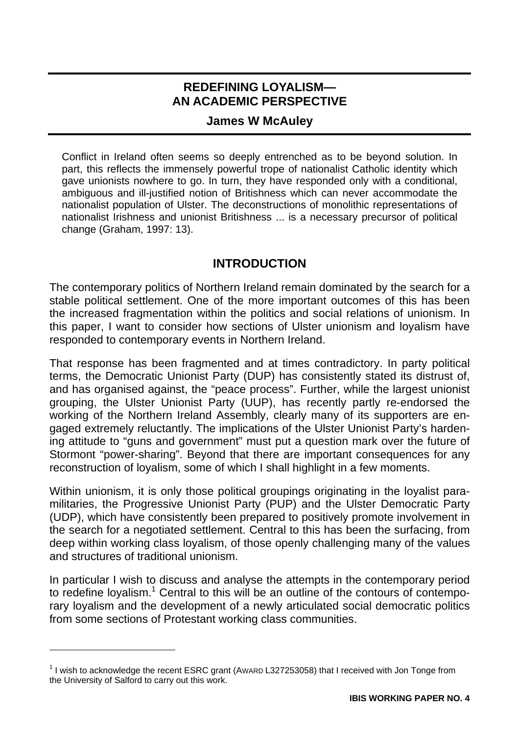## REDEFINING LOYALISM— AN ACADEMIC PERSPECTIVE

### James W McAuley

> Conflict in Ireland often seems so deeply entrenched as to be beyond solution. In part, this reflects the immensely powerful trope of nationalist Catholic identity which gave unionists nowhere to go. In turn, they have responded only with a conditional, ambiguous and ill-justified notion of Britishness which can never accommodate the nationalist population of Ulster. The deconstructions of monolithic representations of nationalist Irishness and unionist Britishness ... is a necessary precursor of political change (Graham, 1997: 13).

## INTRODUCTION

The contemporary politics of Northern Ireland remain dominated by the search for a stable political settlement. One of the more important outcomes of this has been the increased fragmentation within the politics and social relations of unionism. In this paper, I want to consider how sections of Ulster unionism and loyalism have responded to contemporary events in Northern Ireland.

That response has been fragmented and at times contradictory. In party political terms, the Democratic Unionist Party (DUP) has consistently stated its distrust of, and has organised against, the "peace process". Further, while the largest unionist grouping, the Ulster Unionist Party (UUP), has recently partly re-endorsed the working of the Northern Ireland Assembly, clearly many of its supporters are engaged extremely reluctantly. The implications of the Ulster Unionist Party's hardening attitude to "guns and government" must put a question mark over the future of Stormont "power-sharing". Beyond that there are important consequences for any reconstruction of loyalism, some of which I shall highlight in a few moments.

Within unionism, it is only those political groupings originating in the loyalist paramilitaries, the Progressive Unionist Party (PUP) and the Ulster Democratic Party (UDP), which have consistently been prepared to positively promote involvement in the search for a negotiated settlement. Central to this has been the surfacing, from deep within working class loyalism, of those openly challenging many of the values and structures of traditional unionism.

In particular I wish to discuss and analyse the attempts in the contemporary period to redefine loyalism.[1] Central to this will be an outline of the contours of contemporary loyalism and the development of a newly articulated social democratic politics from some sections of Protestant working class communities.

---

[1] I wish to acknowledge the recent ESRC grant (AWARD L327253058) that I received with Jon Tonge from the University of Salford to carry out this work.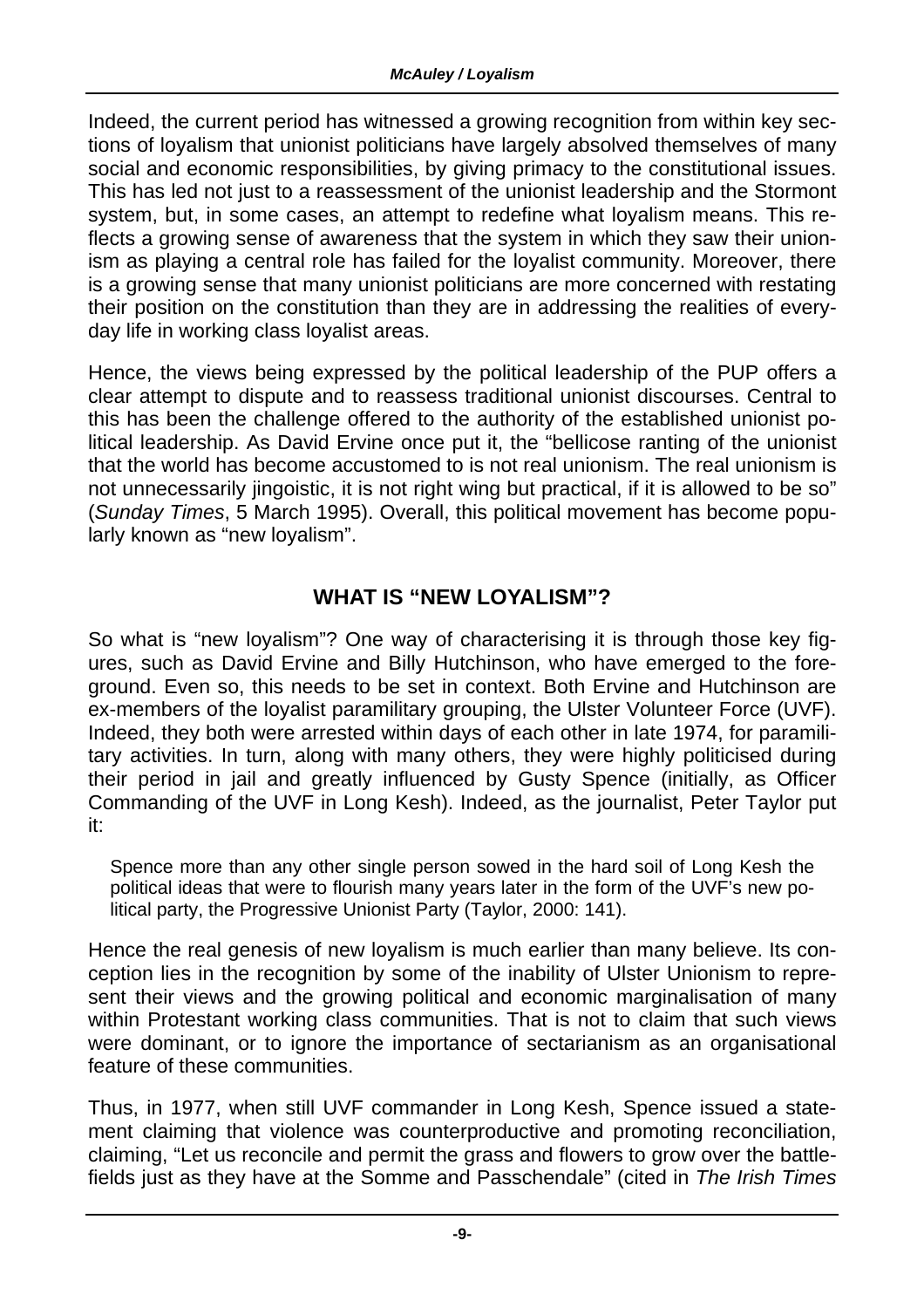Indeed, the current period has witnessed a growing recognition from within key sections of loyalism that unionist politicians have largely absolved themselves of many social and economic responsibilities, by giving primacy to the constitutional issues. This has led not just to a reassessment of the unionist leadership and the Stormont system, but, in some cases, an attempt to redefine what loyalism means. This reflects a growing sense of awareness that the system in which they saw their unionism as playing a central role has failed for the loyalist community. Moreover, there is a growing sense that many unionist politicians are more concerned with restating their position on the constitution than they are in addressing the realities of everyday life in working class loyalist areas.

Hence, the views being expressed by the political leadership of the PUP offers a clear attempt to dispute and to reassess traditional unionist discourses. Central to this has been the challenge offered to the authority of the established unionist political leadership. As David Ervine once put it, the "bellicose ranting of the unionist that the world has become accustomed to is not real unionism. The real unionism is not unnecessarily jingoistic, it is not right wing but practical, if it is allowed to be so" (*Sunday Times*, 5 March 1995). Overall, this political movement has become popularly known as "new loyalism".

## WHAT IS "NEW LOYALISM"?

So what is "new loyalism"? One way of characterising it is through those key figures, such as David Ervine and Billy Hutchinson, who have emerged to the foreground. Even so, this needs to be set in context. Both Ervine and Hutchinson are ex-members of the loyalist paramilitary grouping, the Ulster Volunteer Force (UVF). Indeed, they both were arrested within days of each other in late 1974, for paramilitary activities. In turn, along with many others, they were highly politicised during their period in jail and greatly influenced by Gusty Spence (initially, as Officer Commanding of the UVF in Long Kesh). Indeed, as the journalist, Peter Taylor put it:

> Spence more than any other single person sowed in the hard soil of Long Kesh the political ideas that were to flourish many years later in the form of the UVF's new political party, the Progressive Unionist Party (Taylor, 2000: 141).

Hence the real genesis of new loyalism is much earlier than many believe. Its conception lies in the recognition by some of the inability of Ulster Unionism to represent their views and the growing political and economic marginalisation of many within Protestant working class communities. That is not to claim that such views were dominant, or to ignore the importance of sectarianism as an organisational feature of these communities.

Thus, in 1977, when still UVF commander in Long Kesh, Spence issued a statement claiming that violence was counterproductive and promoting reconciliation, claiming, "Let us reconcile and permit the grass and flowers to grow over the battlefields just as they have at the Somme and Passchendale" (cited in *The Irish Times*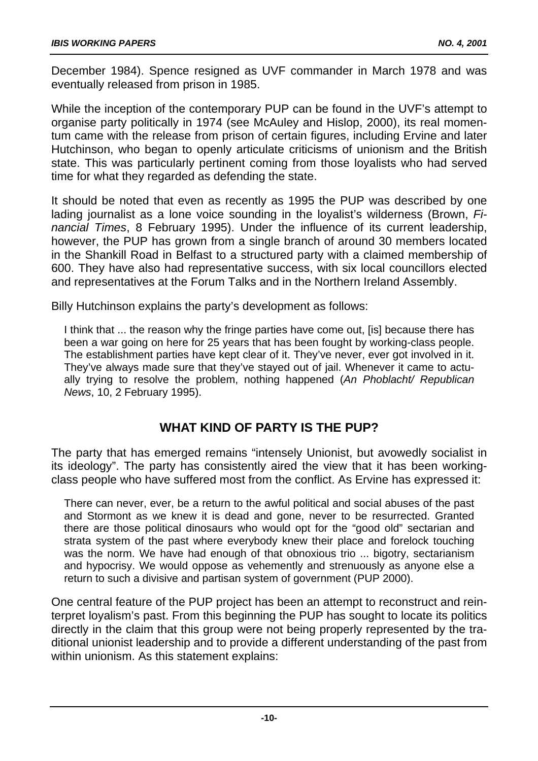December 1984). Spence resigned as UVF commander in March 1978 and was eventually released from prison in 1985.

While the inception of the contemporary PUP can be found in the UVF's attempt to organise party politically in 1974 (see McAuley and Hislop, 2000), its real momentum came with the release from prison of certain figures, including Ervine and later Hutchinson, who began to openly articulate criticisms of unionism and the British state. This was particularly pertinent coming from those loyalists who had served time for what they regarded as defending the state.

It should be noted that even as recently as 1995 the PUP was described by one lading journalist as a lone voice sounding in the loyalist's wilderness (Brown, *Financial Times*, 8 February 1995). Under the influence of its current leadership, however, the PUP has grown from a single branch of around 30 members located in the Shankill Road in Belfast to a structured party with a claimed membership of 600. They have also had representative success, with six local councillors elected and representatives at the Forum Talks and in the Northern Ireland Assembly.

Billy Hutchinson explains the party's development as follows:

> I think that ... the reason why the fringe parties have come out, [is] because there has been a war going on here for 25 years that has been fought by working-class people. The establishment parties have kept clear of it. They've never, ever got involved in it. They've always made sure that they've stayed out of jail. Whenever it came to actually trying to resolve the problem, nothing happened (*An Phoblacht/ Republican News*, 10, 2 February 1995).

## WHAT KIND OF PARTY IS THE PUP?

The party that has emerged remains "intensely Unionist, but avowedly socialist in its ideology". The party has consistently aired the view that it has been working-class people who have suffered most from the conflict. As Ervine has expressed it:

> There can never, ever, be a return to the awful political and social abuses of the past and Stormont as we knew it is dead and gone, never to be resurrected. Granted there are those political dinosaurs who would opt for the "good old" sectarian and strata system of the past where everybody knew their place and forelock touching was the norm. We have had enough of that obnoxious trio ... bigotry, sectarianism and hypocrisy. We would oppose as vehemently and strenuously as anyone else a return to such a divisive and partisan system of government (PUP 2000).

One central feature of the PUP project has been an attempt to reconstruct and reinterpret loyalism's past. From this beginning the PUP has sought to locate its politics directly in the claim that this group were not being properly represented by the traditional unionist leadership and to provide a different understanding of the past from within unionism. As this statement explains: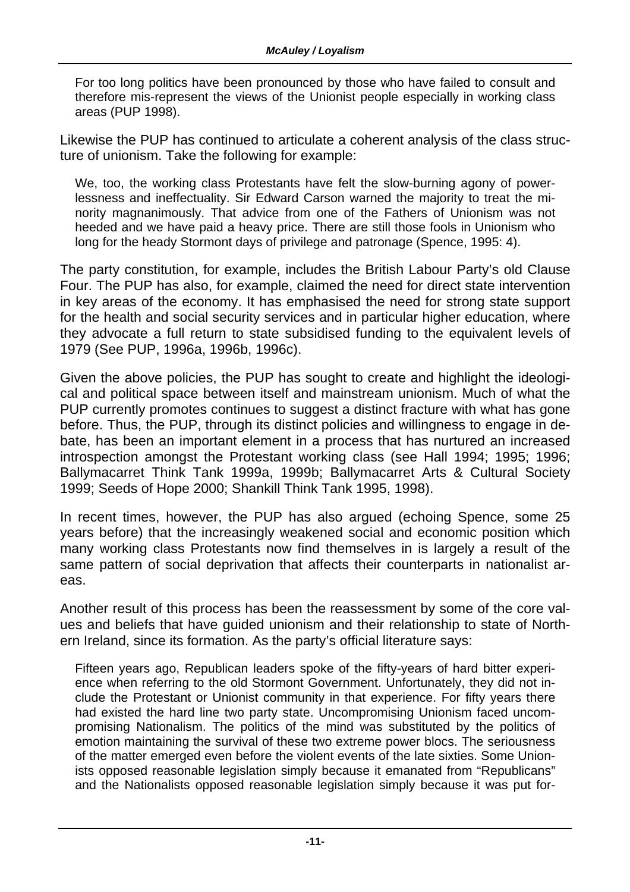> For too long politics have been pronounced by those who have failed to consult and therefore mis-represent the views of the Unionist people especially in working class areas (PUP 1998).

Likewise the PUP has continued to articulate a coherent analysis of the class structure of unionism. Take the following for example:

> We, too, the working class Protestants have felt the slow-burning agony of powerlessness and ineffectuality. Sir Edward Carson warned the majority to treat the minority magnanimously. That advice from one of the Fathers of Unionism was not heeded and we have paid a heavy price. There are still those fools in Unionism who long for the heady Stormont days of privilege and patronage (Spence, 1995: 4).

The party constitution, for example, includes the British Labour Party's old Clause Four. The PUP has also, for example, claimed the need for direct state intervention in key areas of the economy. It has emphasised the need for strong state support for the health and social security services and in particular higher education, where they advocate a full return to state subsidised funding to the equivalent levels of 1979 (See PUP, 1996a, 1996b, 1996c).

Given the above policies, the PUP has sought to create and highlight the ideological and political space between itself and mainstream unionism. Much of what the PUP currently promotes continues to suggest a distinct fracture with what has gone before. Thus, the PUP, through its distinct policies and willingness to engage in debate, has been an important element in a process that has nurtured an increased introspection amongst the Protestant working class (see Hall 1994; 1995; 1996; Ballymacarret Think Tank 1999a, 1999b; Ballymacarret Arts & Cultural Society 1999; Seeds of Hope 2000; Shankill Think Tank 1995, 1998).

In recent times, however, the PUP has also argued (echoing Spence, some 25 years before) that the increasingly weakened social and economic position which many working class Protestants now find themselves in is largely a result of the same pattern of social deprivation that affects their counterparts in nationalist areas.

Another result of this process has been the reassessment by some of the core values and beliefs that have guided unionism and their relationship to state of Northern Ireland, since its formation. As the party's official literature says:

> Fifteen years ago, Republican leaders spoke of the fifty-years of hard bitter experience when referring to the old Stormont Government. Unfortunately, they did not include the Protestant or Unionist community in that experience. For fifty years there had existed the hard line two party state. Uncompromising Unionism faced uncompromising Nationalism. The politics of the mind was substituted by the politics of emotion maintaining the survival of these two extreme power blocs. The seriousness of the matter emerged even before the violent events of the late sixties. Some Unionists opposed reasonable legislation simply because it emanated from "Republicans" and the Nationalists opposed reasonable legislation simply because it was put for-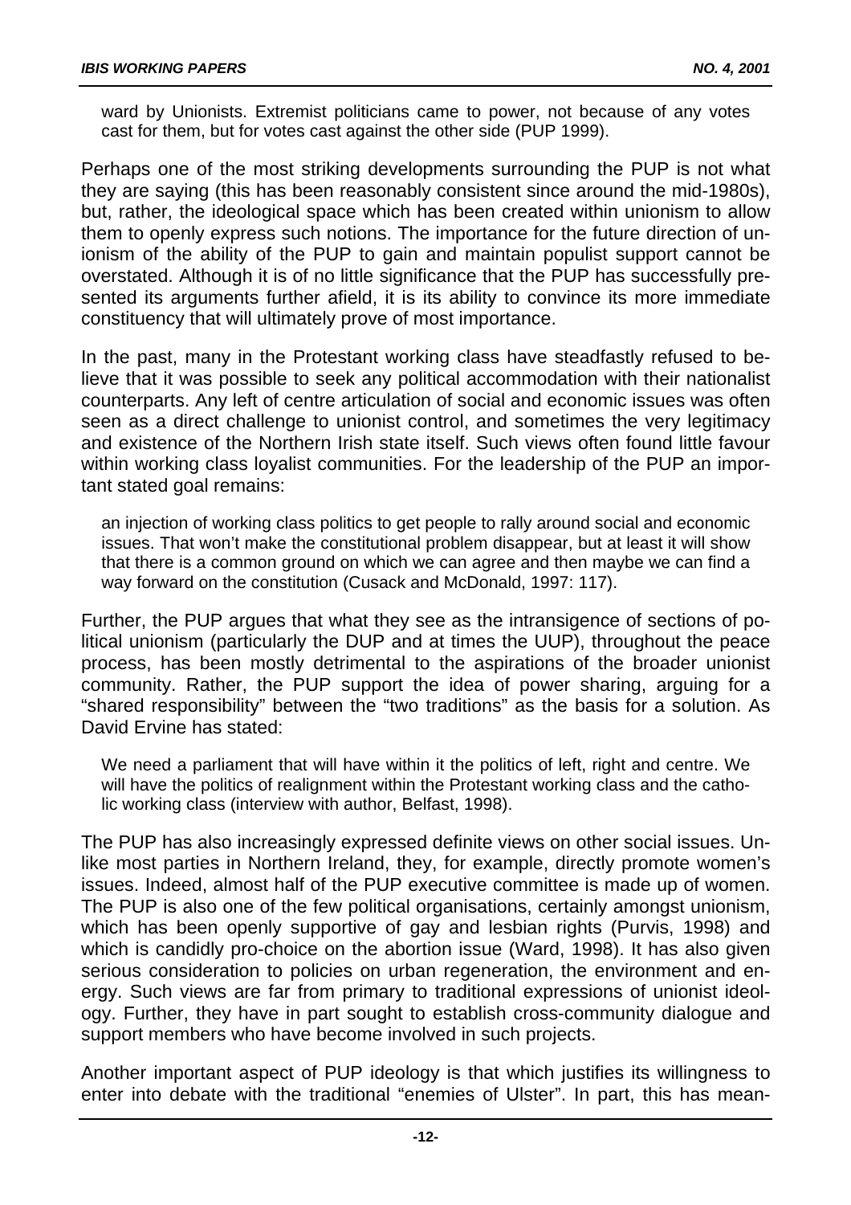> ward by Unionists. Extremist politicians came to power, not because of any votes cast for them, but for votes cast against the other side (PUP 1999).

Perhaps one of the most striking developments surrounding the PUP is not what they are saying (this has been reasonably consistent since around the mid-1980s), but, rather, the ideological space which has been created within unionism to allow them to openly express such notions. The importance for the future direction of unionism of the ability of the PUP to gain and maintain populist support cannot be overstated. Although it is of no little significance that the PUP has successfully presented its arguments further afield, it is its ability to convince its more immediate constituency that will ultimately prove of most importance.

In the past, many in the Protestant working class have steadfastly refused to believe that it was possible to seek any political accommodation with their nationalist counterparts. Any left of centre articulation of social and economic issues was often seen as a direct challenge to unionist control, and sometimes the very legitimacy and existence of the Northern Irish state itself. Such views often found little favour within working class loyalist communities. For the leadership of the PUP an important stated goal remains:

> an injection of working class politics to get people to rally around social and economic issues. That won't make the constitutional problem disappear, but at least it will show that there is a common ground on which we can agree and then maybe we can find a way forward on the constitution (Cusack and McDonald, 1997: 117).

Further, the PUP argues that what they see as the intransigence of sections of political unionism (particularly the DUP and at times the UUP), throughout the peace process, has been mostly detrimental to the aspirations of the broader unionist community. Rather, the PUP support the idea of power sharing, arguing for a "shared responsibility" between the "two traditions" as the basis for a solution. As David Ervine has stated:

> We need a parliament that will have within it the politics of left, right and centre. We will have the politics of realignment within the Protestant working class and the catholic working class (interview with author, Belfast, 1998).

The PUP has also increasingly expressed definite views on other social issues. Unlike most parties in Northern Ireland, they, for example, directly promote women's issues. Indeed, almost half of the PUP executive committee is made up of women. The PUP is also one of the few political organisations, certainly amongst unionism, which has been openly supportive of gay and lesbian rights (Purvis, 1998) and which is candidly pro-choice on the abortion issue (Ward, 1998). It has also given serious consideration to policies on urban regeneration, the environment and energy. Such views are far from primary to traditional expressions of unionist ideology. Further, they have in part sought to establish cross-community dialogue and support members who have become involved in such projects.

Another important aspect of PUP ideology is that which justifies its willingness to enter into debate with the traditional "enemies of Ulster". In part, this has mean-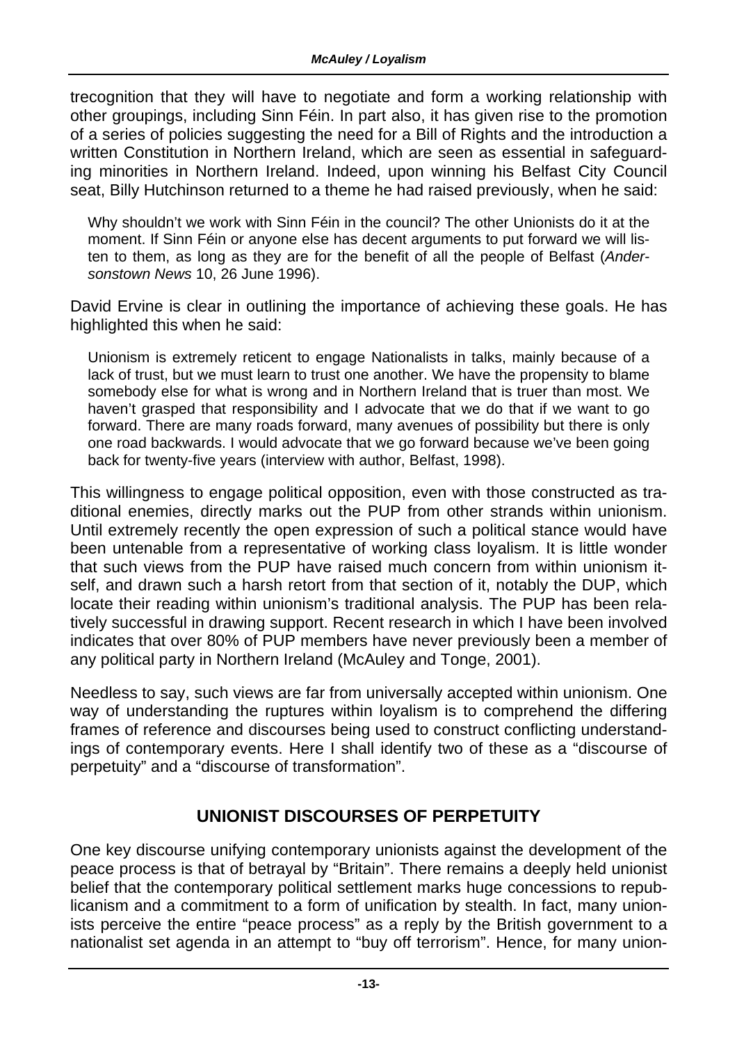trecognition that they will have to negotiate and form a working relationship with other groupings, including Sinn Féin. In part also, it has given rise to the promotion of a series of policies suggesting the need for a Bill of Rights and the introduction a written Constitution in Northern Ireland, which are seen as essential in safeguarding minorities in Northern Ireland. Indeed, upon winning his Belfast City Council seat, Billy Hutchinson returned to a theme he had raised previously, when he said:

> Why shouldn't we work with Sinn Féin in the council? The other Unionists do it at the moment. If Sinn Féin or anyone else has decent arguments to put forward we will listen to them, as long as they are for the benefit of all the people of Belfast (*Andersonstown News* 10, 26 June 1996).

David Ervine is clear in outlining the importance of achieving these goals. He has highlighted this when he said:

> Unionism is extremely reticent to engage Nationalists in talks, mainly because of a lack of trust, but we must learn to trust one another. We have the propensity to blame somebody else for what is wrong and in Northern Ireland that is truer than most. We haven't grasped that responsibility and I advocate that we do that if we want to go forward. There are many roads forward, many avenues of possibility but there is only one road backwards. I would advocate that we go forward because we've been going back for twenty-five years (interview with author, Belfast, 1998).

This willingness to engage political opposition, even with those constructed as traditional enemies, directly marks out the PUP from other strands within unionism. Until extremely recently the open expression of such a political stance would have been untenable from a representative of working class loyalism. It is little wonder that such views from the PUP have raised much concern from within unionism itself, and drawn such a harsh retort from that section of it, notably the DUP, which locate their reading within unionism's traditional analysis. The PUP has been relatively successful in drawing support. Recent research in which I have been involved indicates that over 80% of PUP members have never previously been a member of any political party in Northern Ireland (McAuley and Tonge, 2001).

Needless to say, such views are far from universally accepted within unionism. One way of understanding the ruptures within loyalism is to comprehend the differing frames of reference and discourses being used to construct conflicting understandings of contemporary events. Here I shall identify two of these as a "discourse of perpetuity" and a "discourse of transformation".

## UNIONIST DISCOURSES OF PERPETUITY

One key discourse unifying contemporary unionists against the development of the peace process is that of betrayal by "Britain". There remains a deeply held unionist belief that the contemporary political settlement marks huge concessions to republicanism and a commitment to a form of unification by stealth. In fact, many unionists perceive the entire "peace process" as a reply by the British government to a nationalist set agenda in an attempt to "buy off terrorism". Hence, for many union-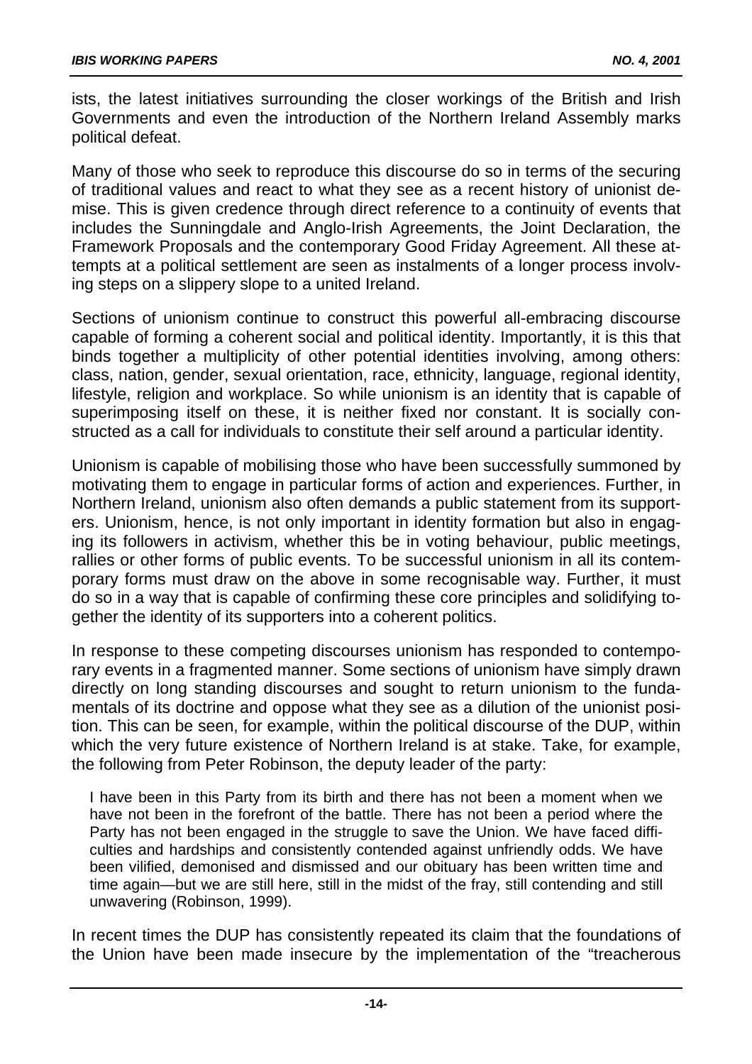ists, the latest initiatives surrounding the closer workings of the British and Irish Governments and even the introduction of the Northern Ireland Assembly marks political defeat.

Many of those who seek to reproduce this discourse do so in terms of the securing of traditional values and react to what they see as a recent history of unionist demise. This is given credence through direct reference to a continuity of events that includes the Sunningdale and Anglo-Irish Agreements, the Joint Declaration, the Framework Proposals and the contemporary Good Friday Agreement. All these attempts at a political settlement are seen as instalments of a longer process involving steps on a slippery slope to a united Ireland.

Sections of unionism continue to construct this powerful all-embracing discourse capable of forming a coherent social and political identity. Importantly, it is this that binds together a multiplicity of other potential identities involving, among others: class, nation, gender, sexual orientation, race, ethnicity, language, regional identity, lifestyle, religion and workplace. So while unionism is an identity that is capable of superimposing itself on these, it is neither fixed nor constant. It is socially constructed as a call for individuals to constitute their self around a particular identity.

Unionism is capable of mobilising those who have been successfully summoned by motivating them to engage in particular forms of action and experiences. Further, in Northern Ireland, unionism also often demands a public statement from its supporters. Unionism, hence, is not only important in identity formation but also in engaging its followers in activism, whether this be in voting behaviour, public meetings, rallies or other forms of public events. To be successful unionism in all its contemporary forms must draw on the above in some recognisable way. Further, it must do so in a way that is capable of confirming these core principles and solidifying together the identity of its supporters into a coherent politics.

In response to these competing discourses unionism has responded to contemporary events in a fragmented manner. Some sections of unionism have simply drawn directly on long standing discourses and sought to return unionism to the fundamentals of its doctrine and oppose what they see as a dilution of the unionist position. This can be seen, for example, within the political discourse of the DUP, within which the very future existence of Northern Ireland is at stake. Take, for example, the following from Peter Robinson, the deputy leader of the party:

> I have been in this Party from its birth and there has not been a moment when we have not been in the forefront of the battle. There has not been a period where the Party has not been engaged in the struggle to save the Union. We have faced difficulties and hardships and consistently contended against unfriendly odds. We have been vilified, demonised and dismissed and our obituary has been written time and time again—but we are still here, still in the midst of the fray, still contending and still unwavering (Robinson, 1999).

In recent times the DUP has consistently repeated its claim that the foundations of the Union have been made insecure by the implementation of the “treacherous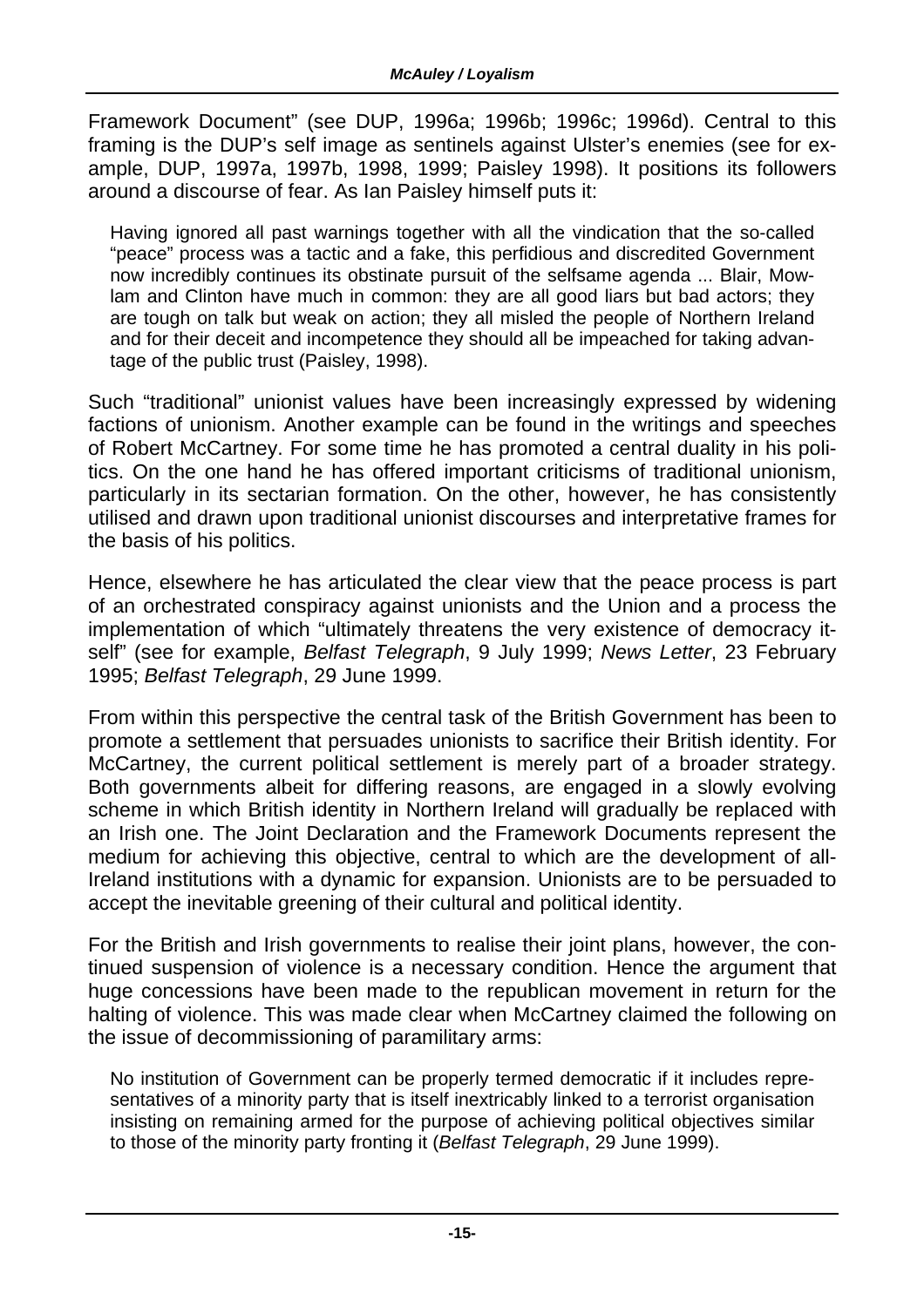Framework Document" (see DUP, 1996a; 1996b; 1996c; 1996d). Central to this framing is the DUP's self image as sentinels against Ulster's enemies (see for example, DUP, 1997a, 1997b, 1998, 1999; Paisley 1998). It positions its followers around a discourse of fear. As Ian Paisley himself puts it:

> Having ignored all past warnings together with all the vindication that the so-called "peace" process was a tactic and a fake, this perfidious and discredited Government now incredibly continues its obstinate pursuit of the selfsame agenda ... Blair, Mowlam and Clinton have much in common: they are all good liars but bad actors; they are tough on talk but weak on action; they all misled the people of Northern Ireland and for their deceit and incompetence they should all be impeached for taking advantage of the public trust (Paisley, 1998).

Such "traditional" unionist values have been increasingly expressed by widening factions of unionism. Another example can be found in the writings and speeches of Robert McCartney. For some time he has promoted a central duality in his politics. On the one hand he has offered important criticisms of traditional unionism, particularly in its sectarian formation. On the other, however, he has consistently utilised and drawn upon traditional unionist discourses and interpretative frames for the basis of his politics.

Hence, elsewhere he has articulated the clear view that the peace process is part of an orchestrated conspiracy against unionists and the Union and a process the implementation of which "ultimately threatens the very existence of democracy itself" (see for example, *Belfast Telegraph*, 9 July 1999; *News Letter*, 23 February 1995; *Belfast Telegraph*, 29 June 1999.

From within this perspective the central task of the British Government has been to promote a settlement that persuades unionists to sacrifice their British identity. For McCartney, the current political settlement is merely part of a broader strategy. Both governments albeit for differing reasons, are engaged in a slowly evolving scheme in which British identity in Northern Ireland will gradually be replaced with an Irish one. The Joint Declaration and the Framework Documents represent the medium for achieving this objective, central to which are the development of all-Ireland institutions with a dynamic for expansion. Unionists are to be persuaded to accept the inevitable greening of their cultural and political identity.

For the British and Irish governments to realise their joint plans, however, the continued suspension of violence is a necessary condition. Hence the argument that huge concessions have been made to the republican movement in return for the halting of violence. This was made clear when McCartney claimed the following on the issue of decommissioning of paramilitary arms:

> No institution of Government can be properly termed democratic if it includes representatives of a minority party that is itself inextricably linked to a terrorist organisation insisting on remaining armed for the purpose of achieving political objectives similar to those of the minority party fronting it (*Belfast Telegraph*, 29 June 1999).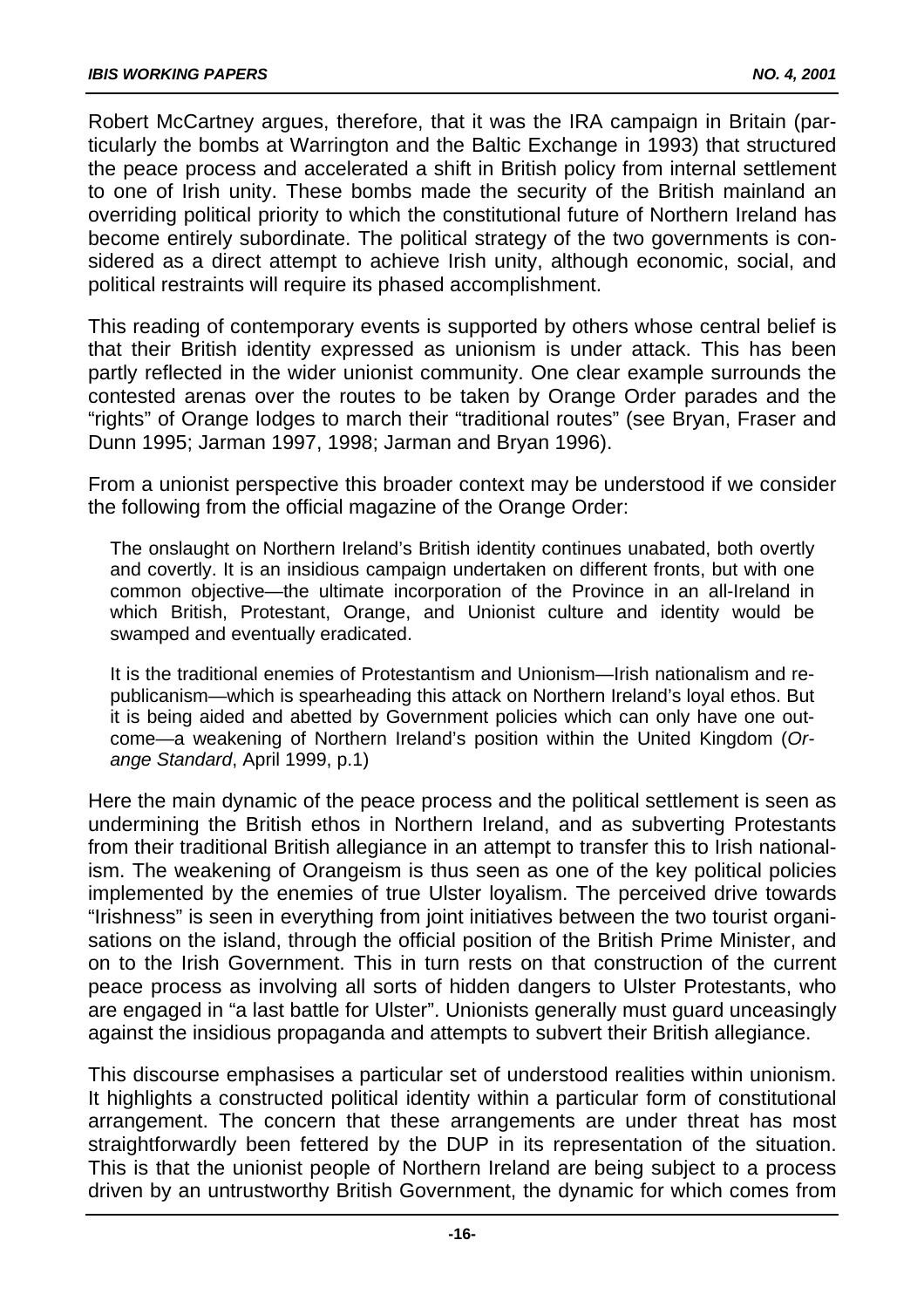Robert McCartney argues, therefore, that it was the IRA campaign in Britain (particularly the bombs at Warrington and the Baltic Exchange in 1993) that structured the peace process and accelerated a shift in British policy from internal settlement to one of Irish unity. These bombs made the security of the British mainland an overriding political priority to which the constitutional future of Northern Ireland has become entirely subordinate. The political strategy of the two governments is considered as a direct attempt to achieve Irish unity, although economic, social, and political restraints will require its phased accomplishment.

This reading of contemporary events is supported by others whose central belief is that their British identity expressed as unionism is under attack. This has been partly reflected in the wider unionist community. One clear example surrounds the contested arenas over the routes to be taken by Orange Order parades and the "rights" of Orange lodges to march their "traditional routes" (see Bryan, Fraser and Dunn 1995; Jarman 1997, 1998; Jarman and Bryan 1996).

From a unionist perspective this broader context may be understood if we consider the following from the official magazine of the Orange Order:

> The onslaught on Northern Ireland's British identity continues unabated, both overtly and covertly. It is an insidious campaign undertaken on different fronts, but with one common objective—the ultimate incorporation of the Province in an all-Ireland in which British, Protestant, Orange, and Unionist culture and identity would be swamped and eventually eradicated.
>
> It is the traditional enemies of Protestantism and Unionism—Irish nationalism and republicanism—which is spearheading this attack on Northern Ireland's loyal ethos. But it is being aided and abetted by Government policies which can only have one outcome—a weakening of Northern Ireland's position within the United Kingdom (*Orange Standard*, April 1999, p.1)

Here the main dynamic of the peace process and the political settlement is seen as undermining the British ethos in Northern Ireland, and as subverting Protestants from their traditional British allegiance in an attempt to transfer this to Irish nationalism. The weakening of Orangeism is thus seen as one of the key political policies implemented by the enemies of true Ulster loyalism. The perceived drive towards "Irishness" is seen in everything from joint initiatives between the two tourist organisations on the island, through the official position of the British Prime Minister, and on to the Irish Government. This in turn rests on that construction of the current peace process as involving all sorts of hidden dangers to Ulster Protestants, who are engaged in "a last battle for Ulster". Unionists generally must guard unceasingly against the insidious propaganda and attempts to subvert their British allegiance.

This discourse emphasises a particular set of understood realities within unionism. It highlights a constructed political identity within a particular form of constitutional arrangement. The concern that these arrangements are under threat has most straightforwardly been fettered by the DUP in its representation of the situation. This is that the unionist people of Northern Ireland are being subject to a process driven by an untrustworthy British Government, the dynamic for which comes from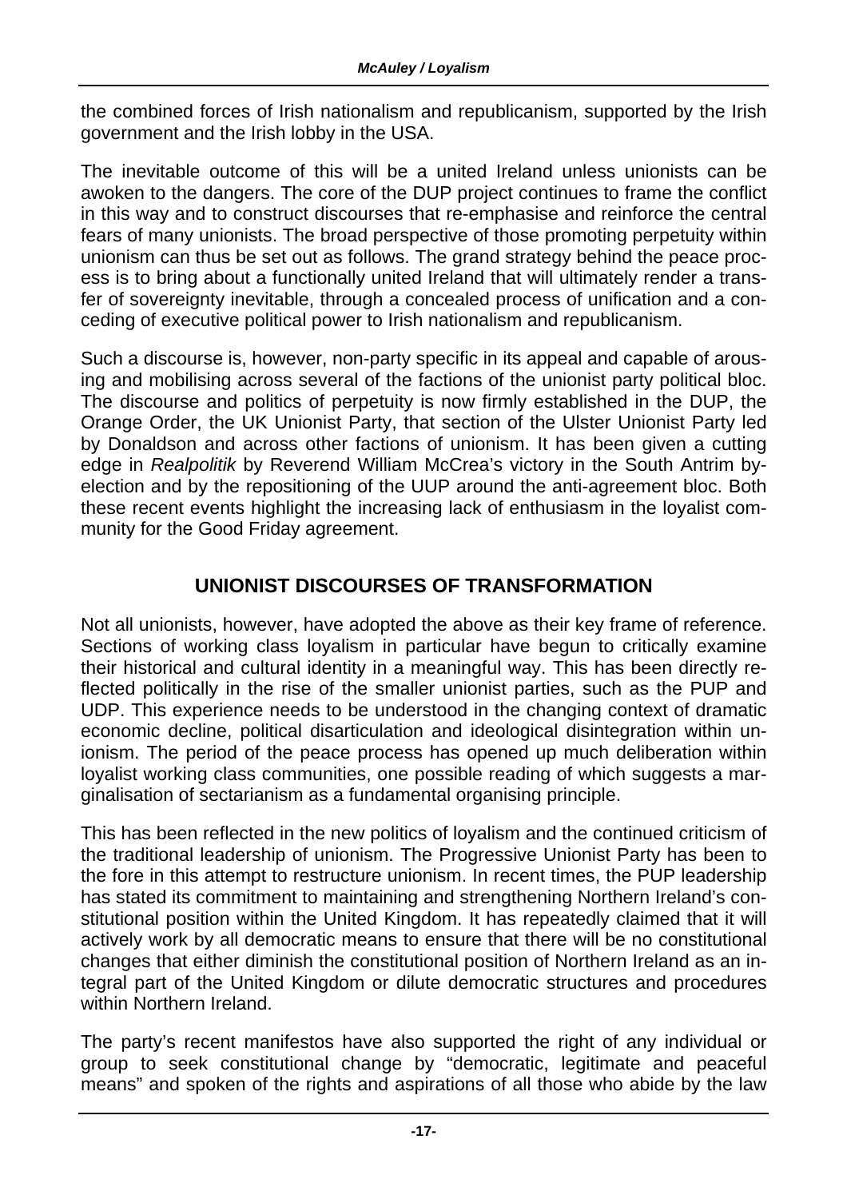the combined forces of Irish nationalism and republicanism, supported by the Irish government and the Irish lobby in the USA.

The inevitable outcome of this will be a united Ireland unless unionists can be awoken to the dangers. The core of the DUP project continues to frame the conflict in this way and to construct discourses that re-emphasise and reinforce the central fears of many unionists. The broad perspective of those promoting perpetuity within unionism can thus be set out as follows. The grand strategy behind the peace process is to bring about a functionally united Ireland that will ultimately render a transfer of sovereignty inevitable, through a concealed process of unification and a conceding of executive political power to Irish nationalism and republicanism.

Such a discourse is, however, non-party specific in its appeal and capable of arousing and mobilising across several of the factions of the unionist party political bloc. The discourse and politics of perpetuity is now firmly established in the DUP, the Orange Order, the UK Unionist Party, that section of the Ulster Unionist Party led by Donaldson and across other factions of unionism. It has been given a cutting edge in *Realpolitik* by Reverend William McCrea's victory in the South Antrim by-election and by the repositioning of the UUP around the anti-agreement bloc. Both these recent events highlight the increasing lack of enthusiasm in the loyalist community for the Good Friday agreement.

## UNIONIST DISCOURSES OF TRANSFORMATION

Not all unionists, however, have adopted the above as their key frame of reference. Sections of working class loyalism in particular have begun to critically examine their historical and cultural identity in a meaningful way. This has been directly reflected politically in the rise of the smaller unionist parties, such as the PUP and UDP. This experience needs to be understood in the changing context of dramatic economic decline, political disarticulation and ideological disintegration within unionism. The period of the peace process has opened up much deliberation within loyalist working class communities, one possible reading of which suggests a marginalisation of sectarianism as a fundamental organising principle.

This has been reflected in the new politics of loyalism and the continued criticism of the traditional leadership of unionism. The Progressive Unionist Party has been to the fore in this attempt to restructure unionism. In recent times, the PUP leadership has stated its commitment to maintaining and strengthening Northern Ireland's constitutional position within the United Kingdom. It has repeatedly claimed that it will actively work by all democratic means to ensure that there will be no constitutional changes that either diminish the constitutional position of Northern Ireland as an integral part of the United Kingdom or dilute democratic structures and procedures within Northern Ireland.

The party's recent manifestos have also supported the right of any individual or group to seek constitutional change by "democratic, legitimate and peaceful means" and spoken of the rights and aspirations of all those who abide by the law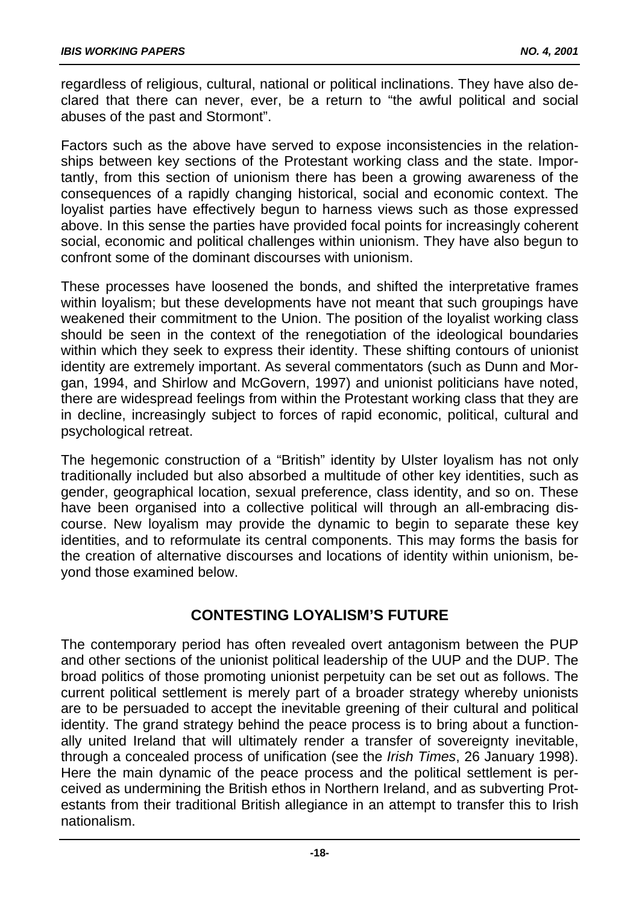regardless of religious, cultural, national or political inclinations. They have also declared that there can never, ever, be a return to "the awful political and social abuses of the past and Stormont".

Factors such as the above have served to expose inconsistencies in the relationships between key sections of the Protestant working class and the state. Importantly, from this section of unionism there has been a growing awareness of the consequences of a rapidly changing historical, social and economic context. The loyalist parties have effectively begun to harness views such as those expressed above. In this sense the parties have provided focal points for increasingly coherent social, economic and political challenges within unionism. They have also begun to confront some of the dominant discourses with unionism.

These processes have loosened the bonds, and shifted the interpretative frames within loyalism; but these developments have not meant that such groupings have weakened their commitment to the Union. The position of the loyalist working class should be seen in the context of the renegotiation of the ideological boundaries within which they seek to express their identity. These shifting contours of unionist identity are extremely important. As several commentators (such as Dunn and Morgan, 1994, and Shirlow and McGovern, 1997) and unionist politicians have noted, there are widespread feelings from within the Protestant working class that they are in decline, increasingly subject to forces of rapid economic, political, cultural and psychological retreat.

The hegemonic construction of a "British" identity by Ulster loyalism has not only traditionally included but also absorbed a multitude of other key identities, such as gender, geographical location, sexual preference, class identity, and so on. These have been organised into a collective political will through an all-embracing discourse. New loyalism may provide the dynamic to begin to separate these key identities, and to reformulate its central components. This may forms the basis for the creation of alternative discourses and locations of identity within unionism, beyond those examined below.

## CONTESTING LOYALISM'S FUTURE

The contemporary period has often revealed overt antagonism between the PUP and other sections of the unionist political leadership of the UUP and the DUP. The broad politics of those promoting unionist perpetuity can be set out as follows. The current political settlement is merely part of a broader strategy whereby unionists are to be persuaded to accept the inevitable greening of their cultural and political identity. The grand strategy behind the peace process is to bring about a functionally united Ireland that will ultimately render a transfer of sovereignty inevitable, through a concealed process of unification (see the *Irish Times*, 26 January 1998). Here the main dynamic of the peace process and the political settlement is perceived as undermining the British ethos in Northern Ireland, and as subverting Protestants from their traditional British allegiance in an attempt to transfer this to Irish nationalism.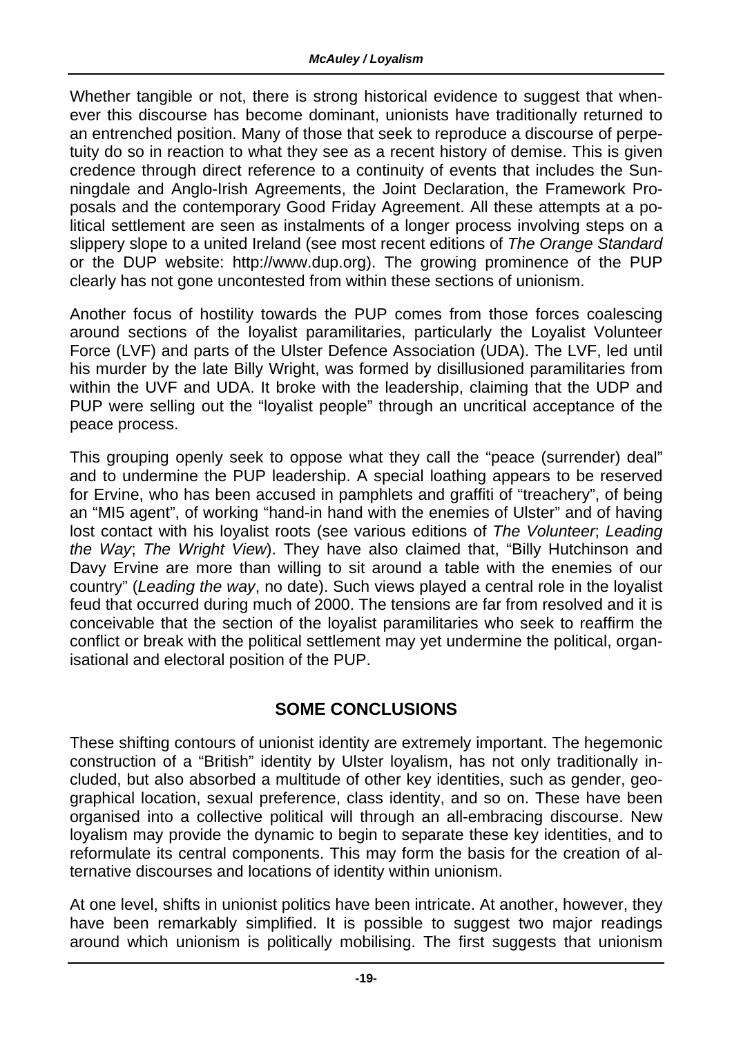Whether tangible or not, there is strong historical evidence to suggest that whenever this discourse has become dominant, unionists have traditionally returned to an entrenched position. Many of those that seek to reproduce a discourse of perpetuity do so in reaction to what they see as a recent history of demise. This is given credence through direct reference to a continuity of events that includes the Sunningdale and Anglo-Irish Agreements, the Joint Declaration, the Framework Proposals and the contemporary Good Friday Agreement. All these attempts at a political settlement are seen as instalments of a longer process involving steps on a slippery slope to a united Ireland (see most recent editions of *The Orange Standard* or the DUP website: http://www.dup.org). The growing prominence of the PUP clearly has not gone uncontested from within these sections of unionism.

Another focus of hostility towards the PUP comes from those forces coalescing around sections of the loyalist paramilitaries, particularly the Loyalist Volunteer Force (LVF) and parts of the Ulster Defence Association (UDA). The LVF, led until his murder by the late Billy Wright, was formed by disillusioned paramilitaries from within the UVF and UDA. It broke with the leadership, claiming that the UDP and PUP were selling out the "loyalist people" through an uncritical acceptance of the peace process.

This grouping openly seek to oppose what they call the "peace (surrender) deal" and to undermine the PUP leadership. A special loathing appears to be reserved for Ervine, who has been accused in pamphlets and graffiti of "treachery", of being an "MI5 agent", of working "hand-in hand with the enemies of Ulster" and of having lost contact with his loyalist roots (see various editions of *The Volunteer*; *Leading the Way*; *The Wright View*). They have also claimed that, "Billy Hutchinson and Davy Ervine are more than willing to sit around a table with the enemies of our country" (*Leading the way*, no date). Such views played a central role in the loyalist feud that occurred during much of 2000. The tensions are far from resolved and it is conceivable that the section of the loyalist paramilitaries who seek to reaffirm the conflict or break with the political settlement may yet undermine the political, organisational and electoral position of the PUP.

## SOME CONCLUSIONS

These shifting contours of unionist identity are extremely important. The hegemonic construction of a "British" identity by Ulster loyalism, has not only traditionally included, but also absorbed a multitude of other key identities, such as gender, geographical location, sexual preference, class identity, and so on. These have been organised into a collective political will through an all-embracing discourse. New loyalism may provide the dynamic to begin to separate these key identities, and to reformulate its central components. This may form the basis for the creation of alternative discourses and locations of identity within unionism.

At one level, shifts in unionist politics have been intricate. At another, however, they have been remarkably simplified. It is possible to suggest two major readings around which unionism is politically mobilising. The first suggests that unionism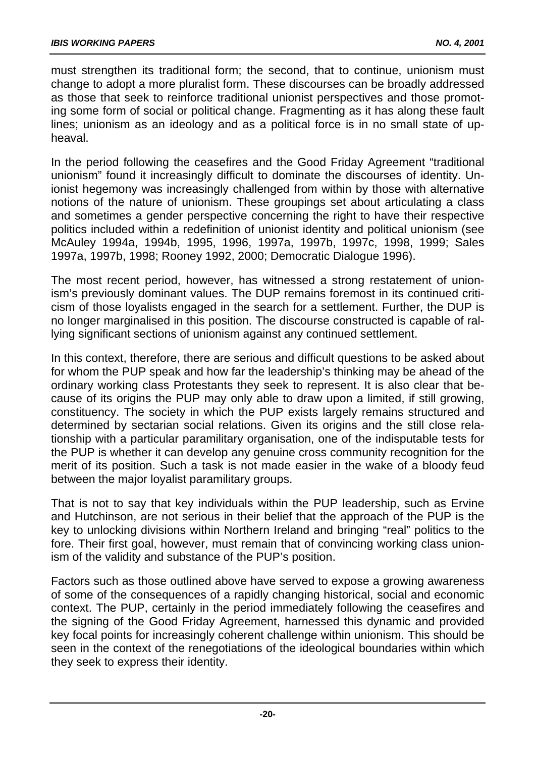must strengthen its traditional form; the second, that to continue, unionism must change to adopt a more pluralist form. These discourses can be broadly addressed as those that seek to reinforce traditional unionist perspectives and those promoting some form of social or political change. Fragmenting as it has along these fault lines; unionism as an ideology and as a political force is in no small state of upheaval.

In the period following the ceasefires and the Good Friday Agreement "traditional unionism" found it increasingly difficult to dominate the discourses of identity. Unionist hegemony was increasingly challenged from within by those with alternative notions of the nature of unionism. These groupings set about articulating a class and sometimes a gender perspective concerning the right to have their respective politics included within a redefinition of unionist identity and political unionism (see McAuley 1994a, 1994b, 1995, 1996, 1997a, 1997b, 1997c, 1998, 1999; Sales 1997a, 1997b, 1998; Rooney 1992, 2000; Democratic Dialogue 1996).

The most recent period, however, has witnessed a strong restatement of unionism's previously dominant values. The DUP remains foremost in its continued criticism of those loyalists engaged in the search for a settlement. Further, the DUP is no longer marginalised in this position. The discourse constructed is capable of rallying significant sections of unionism against any continued settlement.

In this context, therefore, there are serious and difficult questions to be asked about for whom the PUP speak and how far the leadership's thinking may be ahead of the ordinary working class Protestants they seek to represent. It is also clear that because of its origins the PUP may only able to draw upon a limited, if still growing, constituency. The society in which the PUP exists largely remains structured and determined by sectarian social relations. Given its origins and the still close relationship with a particular paramilitary organisation, one of the indisputable tests for the PUP is whether it can develop any genuine cross community recognition for the merit of its position. Such a task is not made easier in the wake of a bloody feud between the major loyalist paramilitary groups.

That is not to say that key individuals within the PUP leadership, such as Ervine and Hutchinson, are not serious in their belief that the approach of the PUP is the key to unlocking divisions within Northern Ireland and bringing "real" politics to the fore. Their first goal, however, must remain that of convincing working class unionism of the validity and substance of the PUP's position.

Factors such as those outlined above have served to expose a growing awareness of some of the consequences of a rapidly changing historical, social and economic context. The PUP, certainly in the period immediately following the ceasefires and the signing of the Good Friday Agreement, harnessed this dynamic and provided key focal points for increasingly coherent challenge within unionism. This should be seen in the context of the renegotiations of the ideological boundaries within which they seek to express their identity.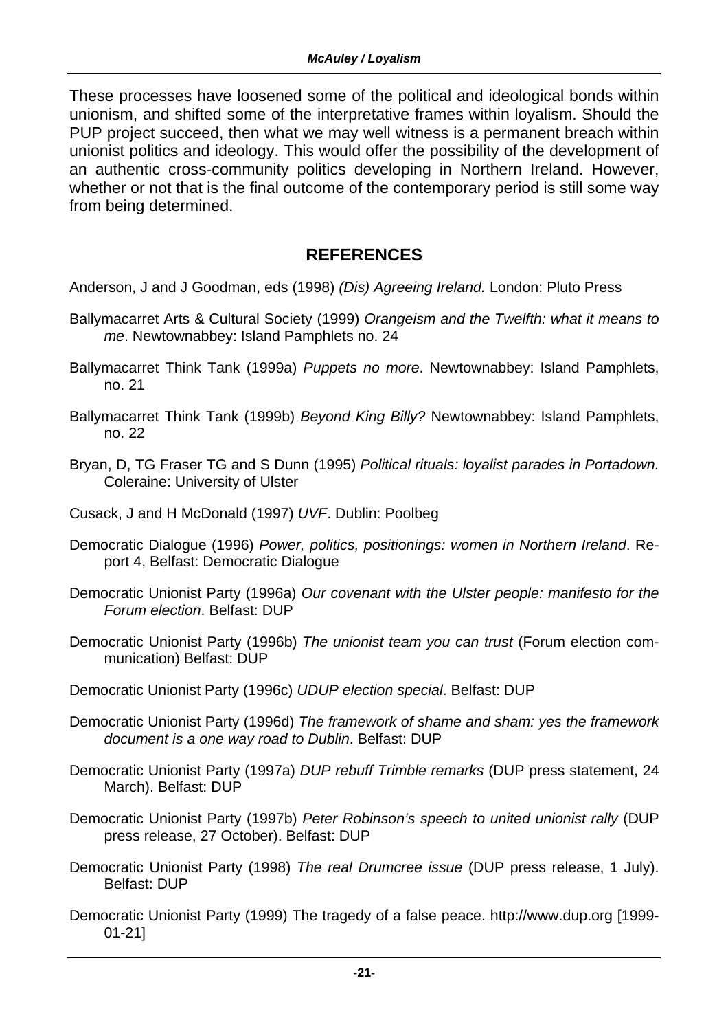These processes have loosened some of the political and ideological bonds within unionism, and shifted some of the interpretative frames within loyalism. Should the PUP project succeed, then what we may well witness is a permanent breach within unionist politics and ideology. This would offer the possibility of the development of an authentic cross-community politics developing in Northern Ireland. However, whether or not that is the final outcome of the contemporary period is still some way from being determined.

## REFERENCES

Anderson, J and J Goodman, eds (1998) *(Dis) Agreeing Ireland.* London: Pluto Press

Ballymacarret Arts & Cultural Society (1999) *Orangeism and the Twelfth: what it means to me*. Newtownabbey: Island Pamphlets no. 24

Ballymacarret Think Tank (1999a) *Puppets no more*. Newtownabbey: Island Pamphlets, no. 21

Ballymacarret Think Tank (1999b) *Beyond King Billy?* Newtownabbey: Island Pamphlets, no. 22

Bryan, D, TG Fraser TG and S Dunn (1995) *Political rituals: loyalist parades in Portadown.* Coleraine: University of Ulster

Cusack, J and H McDonald (1997) *UVF*. Dublin: Poolbeg

Democratic Dialogue (1996) *Power, politics, positionings: women in Northern Ireland*. Report 4, Belfast: Democratic Dialogue

Democratic Unionist Party (1996a) *Our covenant with the Ulster people: manifesto for the Forum election*. Belfast: DUP

Democratic Unionist Party (1996b) *The unionist team you can trust* (Forum election communication) Belfast: DUP

Democratic Unionist Party (1996c) *UDUP election special*. Belfast: DUP

Democratic Unionist Party (1996d) *The framework of shame and sham: yes the framework document is a one way road to Dublin*. Belfast: DUP

Democratic Unionist Party (1997a) *DUP rebuff Trimble remarks* (DUP press statement, 24 March). Belfast: DUP

Democratic Unionist Party (1997b) *Peter Robinson's speech to united unionist rally* (DUP press release, 27 October). Belfast: DUP

Democratic Unionist Party (1998) *The real Drumcree issue* (DUP press release, 1 July). Belfast: DUP

Democratic Unionist Party (1999) The tragedy of a false peace. http://www.dup.org [1999-01-21]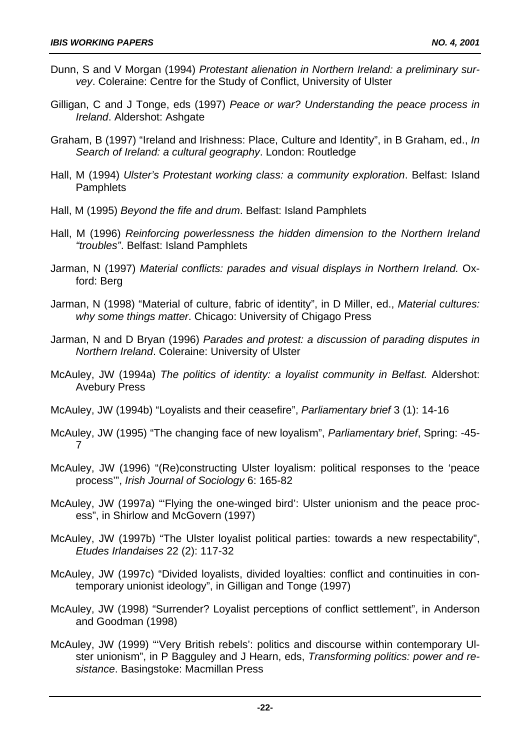Dunn, S and V Morgan (1994) *Protestant alienation in Northern Ireland: a preliminary survey*. Coleraine: Centre for the Study of Conflict, University of Ulster

Gilligan, C and J Tonge, eds (1997) *Peace or war? Understanding the peace process in Ireland*. Aldershot: Ashgate

Graham, B (1997) "Ireland and Irishness: Place, Culture and Identity", in B Graham, ed., *In Search of Ireland: a cultural geography*. London: Routledge

Hall, M (1994) *Ulster's Protestant working class: a community exploration*. Belfast: Island Pamphlets

Hall, M (1995) *Beyond the fife and drum*. Belfast: Island Pamphlets

Hall, M (1996) *Reinforcing powerlessness the hidden dimension to the Northern Ireland "troubles"*. Belfast: Island Pamphlets

Jarman, N (1997) *Material conflicts: parades and visual displays in Northern Ireland.* Oxford: Berg

Jarman, N (1998) "Material of culture, fabric of identity", in D Miller, ed., *Material cultures: why some things matter*. Chicago: University of Chigago Press

Jarman, N and D Bryan (1996) *Parades and protest: a discussion of parading disputes in Northern Ireland*. Coleraine: University of Ulster

McAuley, JW (1994a) *The politics of identity: a loyalist community in Belfast.* Aldershot: Avebury Press

McAuley, JW (1994b) "Loyalists and their ceasefire", *Parliamentary brief* 3 (1): 14-16

McAuley, JW (1995) "The changing face of new loyalism", *Parliamentary brief*, Spring: -45-7

McAuley, JW (1996) "(Re)constructing Ulster loyalism: political responses to the 'peace process'", *Irish Journal of Sociology* 6: 165-82

McAuley, JW (1997a) "'Flying the one-winged bird': Ulster unionism and the peace process", in Shirlow and McGovern (1997)

McAuley, JW (1997b) "The Ulster loyalist political parties: towards a new respectability", *Etudes Irlandaises* 22 (2): 117-32

McAuley, JW (1997c) "Divided loyalists, divided loyalties: conflict and continuities in contemporary unionist ideology", in Gilligan and Tonge (1997)

McAuley, JW (1998) "Surrender? Loyalist perceptions of conflict settlement", in Anderson and Goodman (1998)

McAuley, JW (1999) "'Very British rebels': politics and discourse within contemporary Ulster unionism", in P Bagguley and J Hearn, eds, *Transforming politics: power and resistance*. Basingstoke: Macmillan Press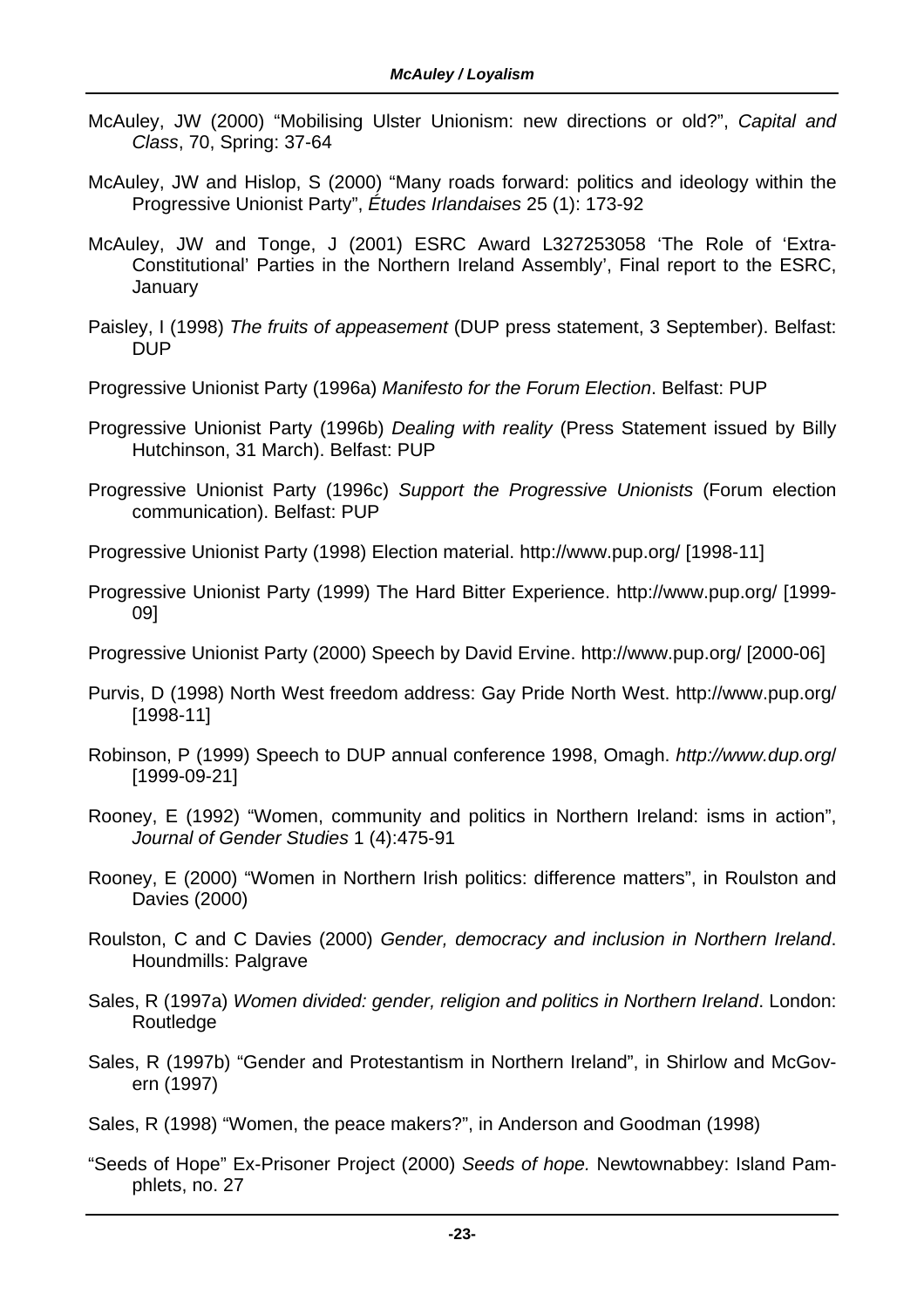McAuley, JW (2000) "Mobilising Ulster Unionism: new directions or old?", *Capital and Class*, 70, Spring: 37-64

McAuley, JW and Hislop, S (2000) "Many roads forward: politics and ideology within the Progressive Unionist Party", *Études Irlandaises* 25 (1): 173-92

McAuley, JW and Tonge, J (2001) ESRC Award L327253058 'The Role of 'Extra-Constitutional' Parties in the Northern Ireland Assembly', Final report to the ESRC, January

Paisley, I (1998) *The fruits of appeasement* (DUP press statement, 3 September). Belfast: DUP

Progressive Unionist Party (1996a) *Manifesto for the Forum Election*. Belfast: PUP

Progressive Unionist Party (1996b) *Dealing with reality* (Press Statement issued by Billy Hutchinson, 31 March). Belfast: PUP

Progressive Unionist Party (1996c) *Support the Progressive Unionists* (Forum election communication). Belfast: PUP

Progressive Unionist Party (1998) Election material. http://www.pup.org/ [1998-11]

Progressive Unionist Party (1999) The Hard Bitter Experience. http://www.pup.org/ [1999-09]

Progressive Unionist Party (2000) Speech by David Ervine. http://www.pup.org/ [2000-06]

Purvis, D (1998) North West freedom address: Gay Pride North West. http://www.pup.org/ [1998-11]

Robinson, P (1999) Speech to DUP annual conference 1998, Omagh. *http://www.dup.org/* [1999-09-21]

Rooney, E (1992) "Women, community and politics in Northern Ireland: isms in action", *Journal of Gender Studies* 1 (4):475-91

Rooney, E (2000) "Women in Northern Irish politics: difference matters", in Roulston and Davies (2000)

Roulston, C and C Davies (2000) *Gender, democracy and inclusion in Northern Ireland*. Houndmills: Palgrave

Sales, R (1997a) *Women divided: gender, religion and politics in Northern Ireland*. London: Routledge

Sales, R (1997b) "Gender and Protestantism in Northern Ireland", in Shirlow and McGovern (1997)

Sales, R (1998) "Women, the peace makers?", in Anderson and Goodman (1998)

"Seeds of Hope" Ex-Prisoner Project (2000) *Seeds of hope.* Newtownabbey: Island Pamphlets, no. 27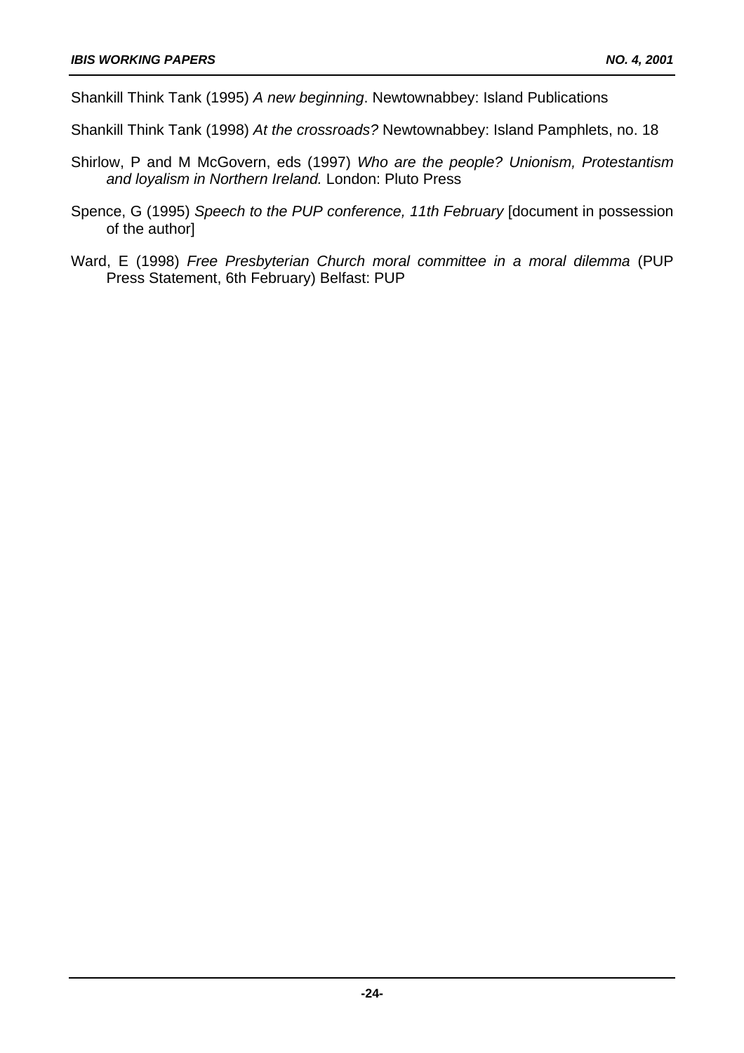Shankill Think Tank (1995) *A new beginning*. Newtownabbey: Island Publications

Shankill Think Tank (1998) *At the crossroads?* Newtownabbey: Island Pamphlets, no. 18

Shirlow, P and M McGovern, eds (1997) *Who are the people? Unionism, Protestantism and loyalism in Northern Ireland.* London: Pluto Press

Spence, G (1995) *Speech to the PUP conference, 11th February* [document in possession of the author]

Ward, E (1998) *Free Presbyterian Church moral committee in a moral dilemma* (PUP Press Statement, 6th February) Belfast: PUP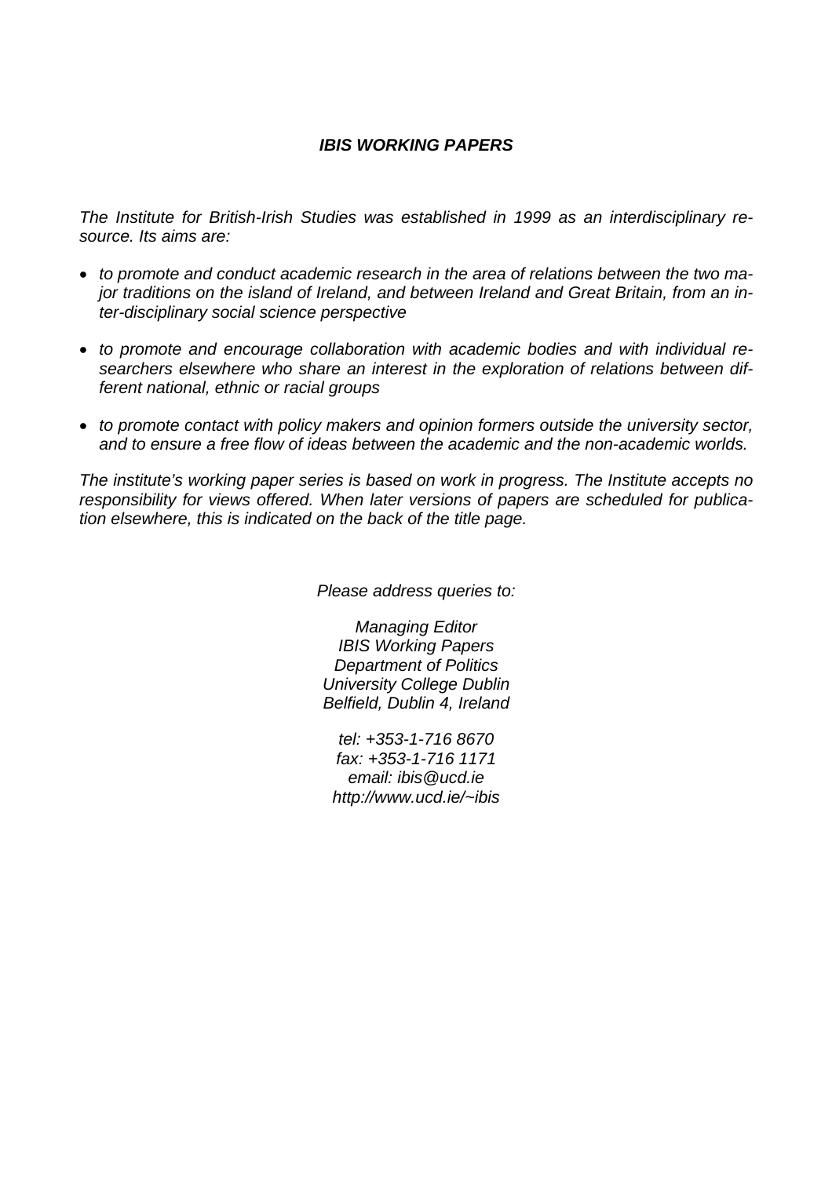***IBIS WORKING PAPERS***

*The Institute for British-Irish Studies was established in 1999 as an interdisciplinary resource. Its aims are:*

- *to promote and conduct academic research in the area of relations between the two major traditions on the island of Ireland, and between Ireland and Great Britain, from an inter-disciplinary social science perspective*
- *to promote and encourage collaboration with academic bodies and with individual researchers elsewhere who share an interest in the exploration of relations between different national, ethnic or racial groups*
- *to promote contact with policy makers and opinion formers outside the university sector, and to ensure a free flow of ideas between the academic and the non-academic worlds.*

*The institute's working paper series is based on work in progress. The Institute accepts no responsibility for views offered. When later versions of papers are scheduled for publication elsewhere, this is indicated on the back of the title page.*

*Please address queries to:*

*Managing Editor*
*IBIS Working Papers*
*Department of Politics*
*University College Dublin*
*Belfield, Dublin 4, Ireland*

*tel: +353-1-716 8670*
*fax: +353-1-716 1171*
*email: ibis@ucd.ie*
*http://www.ucd.ie/~ibis*